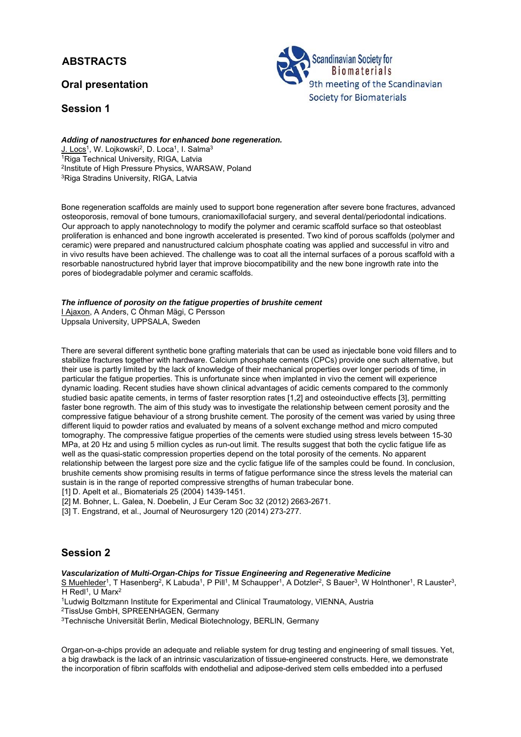# ABSTRACTS

## Oral presentation

## Session 1

***Adding of nanostructures for enhanced bone regeneration.***

J. Locs[1], W. Lojkowski[2], D. Loca[1], I. Salma[3]

[1]Riga Technical University, RIGA, Latvia

[2]Institute of High Pressure Physics, WARSAW, Poland

[3]Riga Stradins University, RIGA, Latvia

Bone regeneration scaffolds are mainly used to support bone regeneration after severe bone fractures, advanced osteoporosis, removal of bone tumours, craniomaxillofacial surgery, and several dental/periodontal indications. Our approach to apply nanotechnology to modify the polymer and ceramic scaffold surface so that osteoblast proliferation is enhanced and bone ingrowth accelerated is presented. Two kind of porous scaffolds (polymer and ceramic) were prepared and nanustructured calcium phosphate coating was applied and successful in vitro and in vivo results have been achieved. The challenge was to coat all the internal surfaces of a porous scaffold with a resorbable nanostructured hybrid layer that improve biocompatibility and the new bone ingrowth rate into the pores of biodegradable polymer and ceramic scaffolds.

***The influence of porosity on the fatigue properties of brushite cement***

I Ajaxon, A Anders, C Öhman Mägi, C Persson

Uppsala University, UPPSALA, Sweden

There are several different synthetic bone grafting materials that can be used as injectable bone void fillers and to stabilize fractures together with hardware. Calcium phosphate cements (CPCs) provide one such alternative, but their use is partly limited by the lack of knowledge of their mechanical properties over longer periods of time, in particular the fatigue properties. This is unfortunate since when implanted in vivo the cement will experience dynamic loading. Recent studies have shown clinical advantages of acidic cements compared to the commonly studied basic apatite cements, in terms of faster resorption rates [1,2] and osteoinductive effects [3], permitting faster bone regrowth. The aim of this study was to investigate the relationship between cement porosity and the compressive fatigue behaviour of a strong brushite cement. The porosity of the cement was varied by using three different liquid to powder ratios and evaluated by means of a solvent exchange method and micro computed tomography. The compressive fatigue properties of the cements were studied using stress levels between 15-30 MPa, at 20 Hz and using 5 million cycles as run-out limit. The results suggest that both the cyclic fatigue life as well as the quasi-static compression properties depend on the total porosity of the cements. No apparent relationship between the largest pore size and the cyclic fatigue life of the samples could be found. In conclusion, brushite cements show promising results in terms of fatigue performance since the stress levels the material can sustain is in the range of reported compressive strengths of human trabecular bone.

[1] D. Apelt et al., Biomaterials 25 (2004) 1439-1451.

[2] M. Bohner, L. Galea, N. Doebelin, J Eur Ceram Soc 32 (2012) 2663-2671.

[3] T. Engstrand, et al., Journal of Neurosurgery 120 (2014) 273-277.

## Session 2

***Vascularization of Multi-Organ-Chips for Tissue Engineering and Regenerative Medicine***

S Muehleder[1], T Hasenberg[2], K Labuda[1], P Pill[1], M Schaupper[1], A Dotzler[2], S Bauer[3], W Holnthoner[1], R Lauster[3], H Redl[1], U Marx[2]

[1]Ludwig Boltzmann Institute for Experimental and Clinical Traumatology, VIENNA, Austria

[2]TissUse GmbH, SPREENHAGEN, Germany

[3]Technische Universität Berlin, Medical Biotechnology, BERLIN, Germany

Organ-on-a-chips provide an adequate and reliable system for drug testing and engineering of small tissues. Yet, a big drawback is the lack of an intrinsic vascularization of tissue-engineered constructs. Here, we demonstrate the incorporation of fibrin scaffolds with endothelial and adipose-derived stem cells embedded into a perfused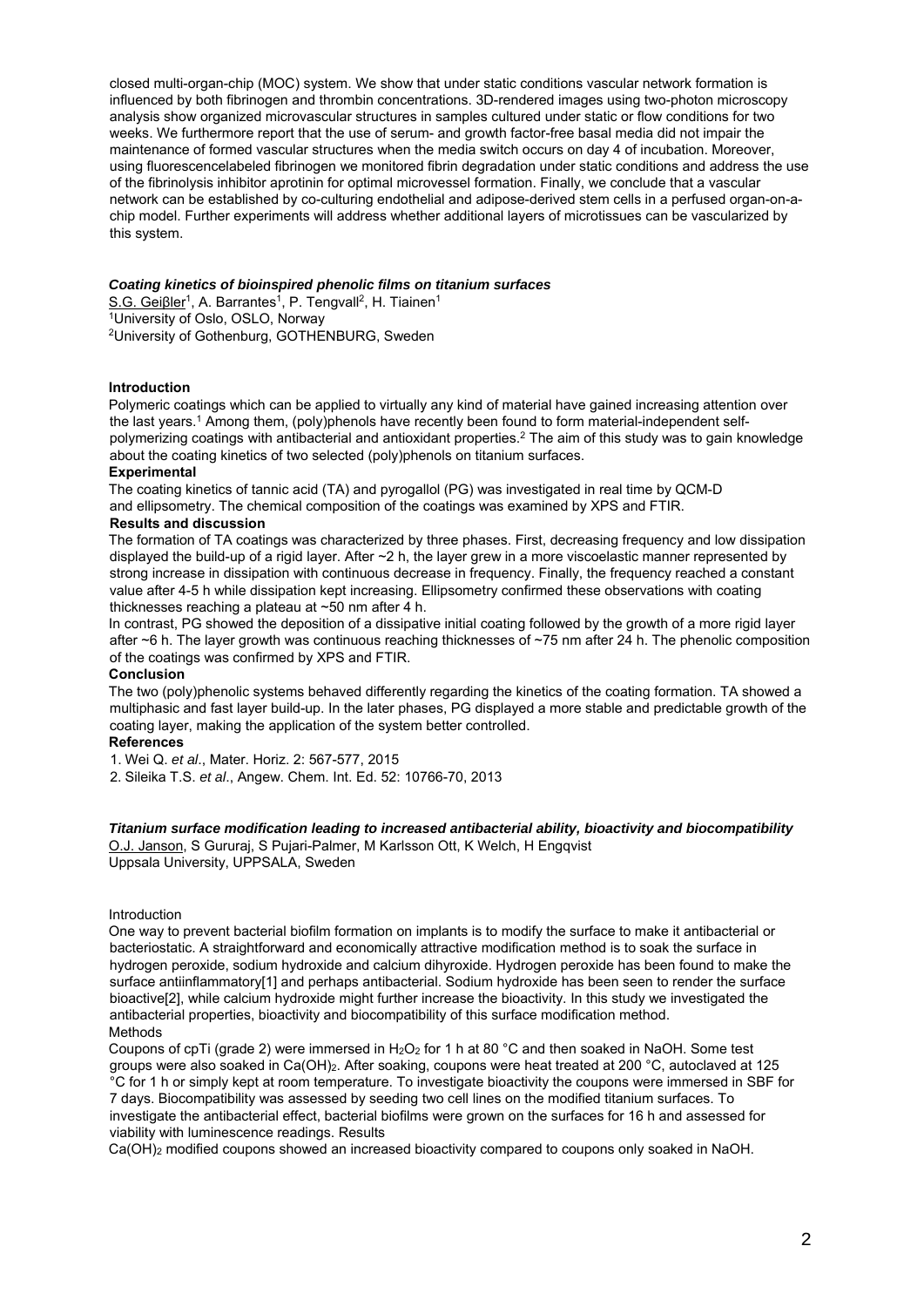closed multi-organ-chip (MOC) system. We show that under static conditions vascular network formation is influenced by both fibrinogen and thrombin concentrations. 3D-rendered images using two-photon microscopy analysis show organized microvascular structures in samples cultured under static or flow conditions for two weeks. We furthermore report that the use of serum- and growth factor-free basal media did not impair the maintenance of formed vascular structures when the media switch occurs on day 4 of incubation. Moreover, using fluorescencelabeled fibrinogen we monitored fibrin degradation under static conditions and address the use of the fibrinolysis inhibitor aprotinin for optimal microvessel formation. Finally, we conclude that a vascular network can be established by co-culturing endothelial and adipose-derived stem cells in a perfused organ-on-a-chip model. Further experiments will address whether additional layers of microtissues can be vascularized by this system.

### *Coating kinetics of bioinspired phenolic films on titanium surfaces*

S.G. Geiβler[1], A. Barrantes[1], P. Tengvall[2], H. Tiainen[1]
[1]University of Oslo, OSLO, Norway
[2]University of Gothenburg, GOTHENBURG, Sweden

**Introduction**

Polymeric coatings which can be applied to virtually any kind of material have gained increasing attention over the last years.[1] Among them, (poly)phenols have recently been found to form material-independent self-polymerizing coatings with antibacterial and antioxidant properties.[2] The aim of this study was to gain knowledge about the coating kinetics of two selected (poly)phenols on titanium surfaces.

**Experimental**

The coating kinetics of tannic acid (TA) and pyrogallol (PG) was investigated in real time by QCM-D and ellipsometry. The chemical composition of the coatings was examined by XPS and FTIR.

**Results and discussion**

The formation of TA coatings was characterized by three phases. First, decreasing frequency and low dissipation displayed the build-up of a rigid layer. After ~2 h, the layer grew in a more viscoelastic manner represented by strong increase in dissipation with continuous decrease in frequency. Finally, the frequency reached a constant value after 4-5 h while dissipation kept increasing. Ellipsometry confirmed these observations with coating thicknesses reaching a plateau at ~50 nm after 4 h.

In contrast, PG showed the deposition of a dissipative initial coating followed by the growth of a more rigid layer after ~6 h. The layer growth was continuous reaching thicknesses of ~75 nm after 24 h. The phenolic composition of the coatings was confirmed by XPS and FTIR.

**Conclusion**

The two (poly)phenolic systems behaved differently regarding the kinetics of the coating formation. TA showed a multiphasic and fast layer build-up. In the later phases, PG displayed a more stable and predictable growth of the coating layer, making the application of the system better controlled.

**References**

1. Wei Q. *et al*., Mater. Horiz. 2: 567-577, 2015
2. Sileika T.S. *et al*., Angew. Chem. Int. Ed. 52: 10766-70, 2013

### *Titanium surface modification leading to increased antibacterial ability, bioactivity and biocompatibility*

O.J. Janson, S Gururaj, S Pujari-Palmer, M Karlsson Ott, K Welch, H Engqvist
Uppsala University, UPPSALA, Sweden

Introduction

One way to prevent bacterial biofilm formation on implants is to modify the surface to make it antibacterial or bacteriostatic. A straightforward and economically attractive modification method is to soak the surface in hydrogen peroxide, sodium hydroxide and calcium dihyroxide. Hydrogen peroxide has been found to make the surface antiinflammatory[1] and perhaps antibacterial. Sodium hydroxide has been seen to render the surface bioactive[2], while calcium hydroxide might further increase the bioactivity. In this study we investigated the antibacterial properties, bioactivity and biocompatibility of this surface modification method.

Methods

Coupons of cpTi (grade 2) were immersed in $H_2O_2$ for 1 h at 80 °C and then soaked in NaOH. Some test groups were also soaked in $Ca(OH)_2$. After soaking, coupons were heat treated at 200 °C, autoclaved at 125 °C for 1 h or simply kept at room temperature. To investigate bioactivity the coupons were immersed in SBF for 7 days. Biocompatibility was assessed by seeding two cell lines on the modified titanium surfaces. To investigate the antibacterial effect, bacterial biofilms were grown on the surfaces for 16 h and assessed for viability with luminescence readings. Results

$Ca(OH)_2$ modified coupons showed an increased bioactivity compared to coupons only soaked in NaOH.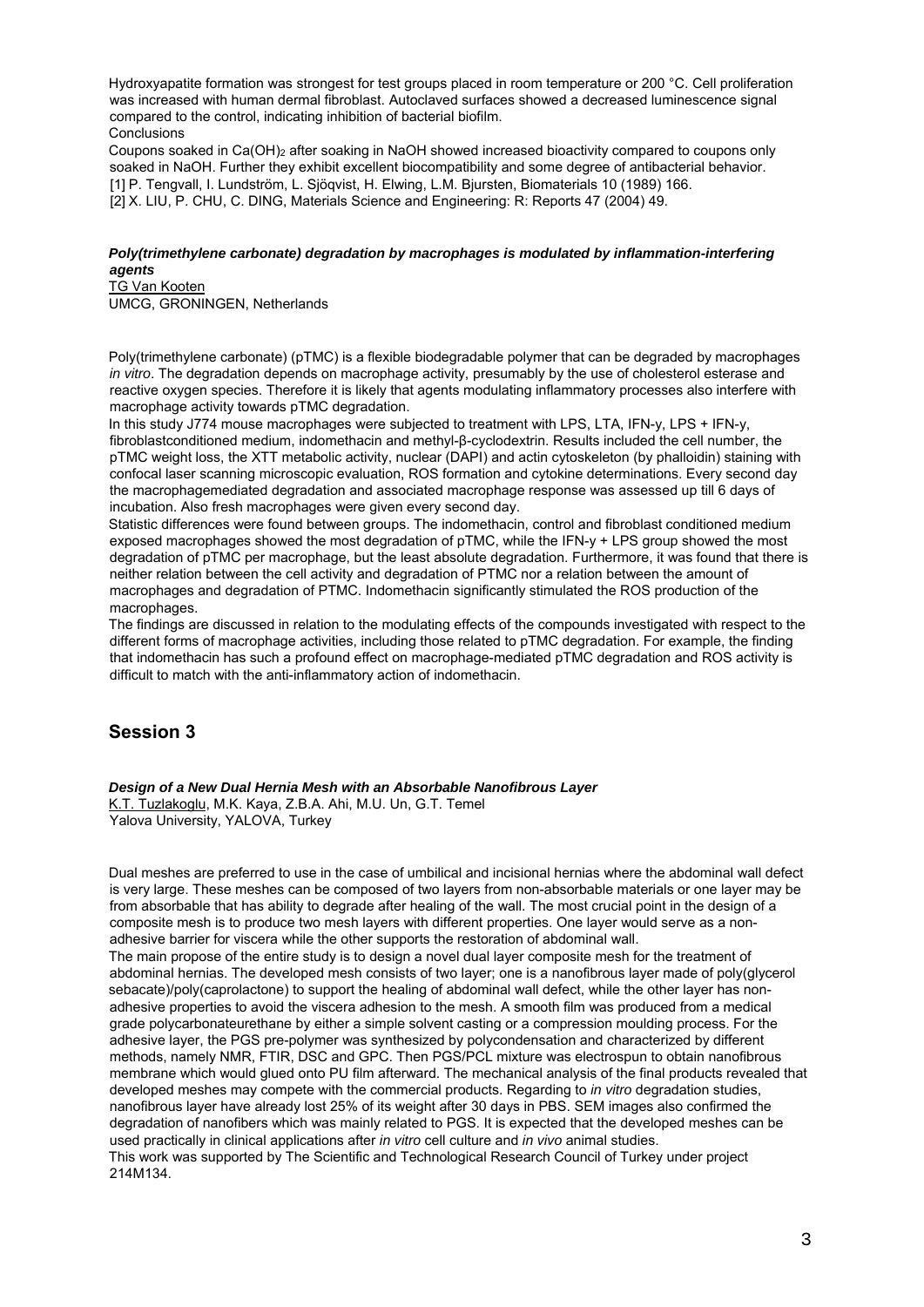Hydroxyapatite formation was strongest for test groups placed in room temperature or 200 °C. Cell proliferation was increased with human dermal fibroblast. Autoclaved surfaces showed a decreased luminescence signal compared to the control, indicating inhibition of bacterial biofilm.

Conclusions

Coupons soaked in $Ca(OH)_2$ after soaking in NaOH showed increased bioactivity compared to coupons only soaked in NaOH. Further they exhibit excellent biocompatibility and some degree of antibacterial behavior.

[1] P. Tengvall, I. Lundström, L. Sjöqvist, H. Elwing, L.M. Bjursten, Biomaterials 10 (1989) 166.

[2] X. LIU, P. CHU, C. DING, Materials Science and Engineering: R: Reports 47 (2004) 49.

### *Poly(trimethylene carbonate) degradation by macrophages is modulated by inflammation-interfering agents*

TG Van Kooten

UMCG, GRONINGEN, Netherlands

Poly(trimethylene carbonate) (pTMC) is a flexible biodegradable polymer that can be degraded by macrophages *in vitro*. The degradation depends on macrophage activity, presumably by the use of cholesterol esterase and reactive oxygen species. Therefore it is likely that agents modulating inflammatory processes also interfere with macrophage activity towards pTMC degradation.

In this study J774 mouse macrophages were subjected to treatment with LPS, LTA, IFN-y, LPS + IFN-y, fibroblastconditioned medium, indomethacin and methyl-β-cyclodextrin. Results included the cell number, the pTMC weight loss, the XTT metabolic activity, nuclear (DAPI) and actin cytoskeleton (by phalloidin) staining with confocal laser scanning microscopic evaluation, ROS formation and cytokine determinations. Every second day the macrophagemediated degradation and associated macrophage response was assessed up till 6 days of incubation. Also fresh macrophages were given every second day.

Statistic differences were found between groups. The indomethacin, control and fibroblast conditioned medium exposed macrophages showed the most degradation of pTMC, while the IFN-y + LPS group showed the most degradation of pTMC per macrophage, but the least absolute degradation. Furthermore, it was found that there is neither relation between the cell activity and degradation of PTMC nor a relation between the amount of macrophages and degradation of PTMC. Indomethacin significantly stimulated the ROS production of the macrophages.

The findings are discussed in relation to the modulating effects of the compounds investigated with respect to the different forms of macrophage activities, including those related to pTMC degradation. For example, the finding that indomethacin has such a profound effect on macrophage-mediated pTMC degradation and ROS activity is difficult to match with the anti-inflammatory action of indomethacin.

## Session 3

### *Design of a New Dual Hernia Mesh with an Absorbable Nanofibrous Layer*

K.T. Tuzlakoglu, M.K. Kaya, Z.B.A. Ahi, M.U. Un, G.T. Temel

Yalova University, YALOVA, Turkey

Dual meshes are preferred to use in the case of umbilical and incisional hernias where the abdominal wall defect is very large. These meshes can be composed of two layers from non-absorbable materials or one layer may be from absorbable that has ability to degrade after healing of the wall. The most crucial point in the design of a composite mesh is to produce two mesh layers with different properties. One layer would serve as a non-adhesive barrier for viscera while the other supports the restoration of abdominal wall.

The main propose of the entire study is to design a novel dual layer composite mesh for the treatment of abdominal hernias. The developed mesh consists of two layer; one is a nanofibrous layer made of poly(glycerol sebacate)/poly(caprolactone) to support the healing of abdominal wall defect, while the other layer has non-adhesive properties to avoid the viscera adhesion to the mesh. A smooth film was produced from a medical grade polycarbonateurethane by either a simple solvent casting or a compression moulding process. For the adhesive layer, the PGS pre-polymer was synthesized by polycondensation and characterized by different methods, namely NMR, FTIR, DSC and GPC. Then PGS/PCL mixture was electrospun to obtain nanofibrous membrane which would glued onto PU film afterward. The mechanical analysis of the final products revealed that developed meshes may compete with the commercial products. Regarding to *in vitro* degradation studies, nanofibrous layer have already lost 25% of its weight after 30 days in PBS. SEM images also confirmed the degradation of nanofibers which was mainly related to PGS. It is expected that the developed meshes can be used practically in clinical applications after *in vitro* cell culture and *in vivo* animal studies.

This work was supported by The Scientific and Technological Research Council of Turkey under project 214M134.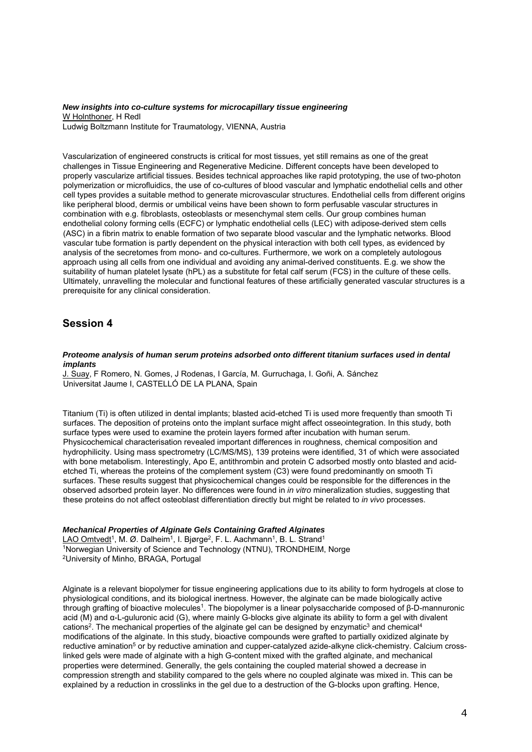***New insights into co-culture systems for microcapillary tissue engineering***

W Holnthoner, H Redl
Ludwig Boltzmann Institute for Traumatology, VIENNA, Austria

Vascularization of engineered constructs is critical for most tissues, yet still remains as one of the great challenges in Tissue Engineering and Regenerative Medicine. Different concepts have been developed to properly vascularize artificial tissues. Besides technical approaches like rapid prototyping, the use of two-photon polymerization or microfluidics, the use of co-cultures of blood vascular and lymphatic endothelial cells and other cell types provides a suitable method to generate microvascular structures. Endothelial cells from different origins like peripheral blood, dermis or umbilical veins have been shown to form perfusable vascular structures in combination with e.g. fibroblasts, osteoblasts or mesenchymal stem cells. Our group combines human endothelial colony forming cells (ECFC) or lymphatic endothelial cells (LEC) with adipose-derived stem cells (ASC) in a fibrin matrix to enable formation of two separate blood vascular and the lymphatic networks. Blood vascular tube formation is partly dependent on the physical interaction with both cell types, as evidenced by analysis of the secretomes from mono- and co-cultures. Furthermore, we work on a completely autologous approach using all cells from one individual and avoiding any animal-derived constituents. E.g. we show the suitability of human platelet lysate (hPL) as a substitute for fetal calf serum (FCS) in the culture of these cells. Ultimately, unravelling the molecular and functional features of these artificially generated vascular structures is a prerequisite for any clinical consideration.

## Session 4

***Proteome analysis of human serum proteins adsorbed onto different titanium surfaces used in dental implants***

J. Suay, F Romero, N. Gomes, J Rodenas, I García, M. Gurruchaga, I. Goñi, A. Sánchez
Universitat Jaume I, CASTELLÓ DE LA PLANA, Spain

Titanium (Ti) is often utilized in dental implants; blasted acid-etched Ti is used more frequently than smooth Ti surfaces. The deposition of proteins onto the implant surface might affect osseointegration. In this study, both surface types were used to examine the protein layers formed after incubation with human serum. Physicochemical characterisation revealed important differences in roughness, chemical composition and hydrophilicity. Using mass spectrometry (LC/MS/MS), 139 proteins were identified, 31 of which were associated with bone metabolism. Interestingly, Apo E, antithrombin and protein C adsorbed mostly onto blasted and acid-etched Ti, whereas the proteins of the complement system (C3) were found predominantly on smooth Ti surfaces. These results suggest that physicochemical changes could be responsible for the differences in the observed adsorbed protein layer. No differences were found in *in vitro* mineralization studies, suggesting that these proteins do not affect osteoblast differentiation directly but might be related to *in vivo* processes.

***Mechanical Properties of Alginate Gels Containing Grafted Alginates***

LAO Omtvedt[1], M. Ø. Dalheim[1], I. Bjørge[2], F. L. Aachmann[1], B. L. Strand[1]
[1]Norwegian University of Science and Technology (NTNU), TRONDHEIM, Norge
[2]University of Minho, BRAGA, Portugal

Alginate is a relevant biopolymer for tissue engineering applications due to its ability to form hydrogels at close to physiological conditions, and its biological inertness. However, the alginate can be made biologically active through grafting of bioactive molecules[1]. The biopolymer is a linear polysaccharide composed of β-D-mannuronic acid (M) and α-L-guluronic acid (G), where mainly G-blocks give alginate its ability to form a gel with divalent cations[2]. The mechanical properties of the alginate gel can be designed by enzymatic[3] and chemical[4] modifications of the alginate. In this study, bioactive compounds were grafted to partially oxidized alginate by reductive amination[5] or by reductive amination and cupper-catalyzed azide-alkyne click-chemistry. Calcium cross-linked gels were made of alginate with a high G-content mixed with the grafted alginate, and mechanical properties were determined. Generally, the gels containing the coupled material showed a decrease in compression strength and stability compared to the gels where no coupled alginate was mixed in. This can be explained by a reduction in crosslinks in the gel due to a destruction of the G-blocks upon grafting. Hence,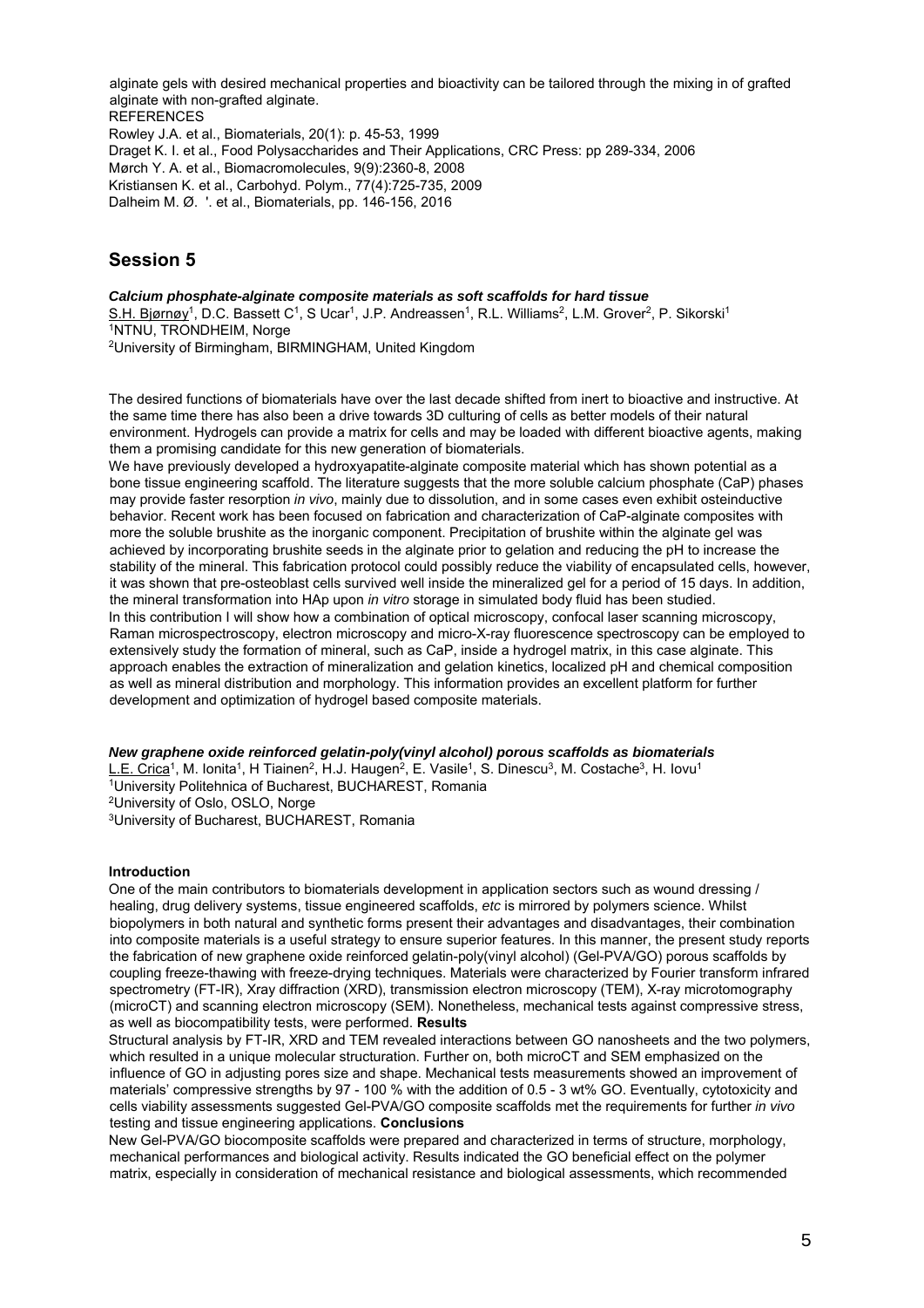alginate gels with desired mechanical properties and bioactivity can be tailored through the mixing in of grafted alginate with non-grafted alginate.

REFERENCES

Rowley J.A. et al., Biomaterials, 20(1): p. 45-53, 1999

Draget K. I. et al., Food Polysaccharides and Their Applications, CRC Press: pp 289-334, 2006

Mørch Y. A. et al., Biomacromolecules, 9(9):2360-8, 2008

Kristiansen K. et al., Carbohyd. Polym., 77(4):725-735, 2009

Dalheim M. Ø. '. et al., Biomaterials, pp. 146-156, 2016

## Session 5

### *Calcium phosphate-alginate composite materials as soft scaffolds for hard tissue*

S.H. Bjørnøy[1], D.C. Bassett C[1], S Ucar[1], J.P. Andreassen[1], R.L. Williams[2], L.M. Grover[2], P. Sikorski[1]

[1]NTNU, TRONDHEIM, Norge

[2]University of Birmingham, BIRMINGHAM, United Kingdom

The desired functions of biomaterials have over the last decade shifted from inert to bioactive and instructive. At the same time there has also been a drive towards 3D culturing of cells as better models of their natural environment. Hydrogels can provide a matrix for cells and may be loaded with different bioactive agents, making them a promising candidate for this new generation of biomaterials.

We have previously developed a hydroxyapatite-alginate composite material which has shown potential as a bone tissue engineering scaffold. The literature suggests that the more soluble calcium phosphate (CaP) phases may provide faster resorption *in vivo*, mainly due to dissolution, and in some cases even exhibit osteinductive behavior. Recent work has been focused on fabrication and characterization of CaP-alginate composites with more the soluble brushite as the inorganic component. Precipitation of brushite within the alginate gel was achieved by incorporating brushite seeds in the alginate prior to gelation and reducing the pH to increase the stability of the mineral. This fabrication protocol could possibly reduce the viability of encapsulated cells, however, it was shown that pre-osteoblast cells survived well inside the mineralized gel for a period of 15 days. In addition, the mineral transformation into HAp upon *in vitro* storage in simulated body fluid has been studied.

In this contribution I will show how a combination of optical microscopy, confocal laser scanning microscopy, Raman microspectroscopy, electron microscopy and micro-X-ray fluorescence spectroscopy can be employed to extensively study the formation of mineral, such as CaP, inside a hydrogel matrix, in this case alginate. This approach enables the extraction of mineralization and gelation kinetics, localized pH and chemical composition as well as mineral distribution and morphology. This information provides an excellent platform for further development and optimization of hydrogel based composite materials.

### *New graphene oxide reinforced gelatin-poly(vinyl alcohol) porous scaffolds as biomaterials*

L.E. Crica[1], M. Ionita[1], H Tiainen[2], H.J. Haugen[2], E. Vasile[1], S. Dinescu[3], M. Costache[3], H. Iovu[1]

[1]University Politehnica of Bucharest, BUCHAREST, Romania

[2]University of Oslo, OSLO, Norge

[3]University of Bucharest, BUCHAREST, Romania

**Introduction**

One of the main contributors to biomaterials development in application sectors such as wound dressing / healing, drug delivery systems, tissue engineered scaffolds, *etc* is mirrored by polymers science. Whilst biopolymers in both natural and synthetic forms present their advantages and disadvantages, their combination into composite materials is a useful strategy to ensure superior features. In this manner, the present study reports the fabrication of new graphene oxide reinforced gelatin-poly(vinyl alcohol) (Gel-PVA/GO) porous scaffolds by coupling freeze-thawing with freeze-drying techniques. Materials were characterized by Fourier transform infrared spectrometry (FT-IR), Xray diffraction (XRD), transmission electron microscopy (TEM), X-ray microtomography (microCT) and scanning electron microscopy (SEM). Nonetheless, mechanical tests against compressive stress, as well as biocompatibility tests, were performed. **Results**

Structural analysis by FT-IR, XRD and TEM revealed interactions between GO nanosheets and the two polymers, which resulted in a unique molecular structuration. Further on, both microCT and SEM emphasized on the influence of GO in adjusting pores size and shape. Mechanical tests measurements showed an improvement of materials' compressive strengths by 97 - 100 % with the addition of 0.5 - 3 wt% GO. Eventually, cytotoxicity and cells viability assessments suggested Gel-PVA/GO composite scaffolds met the requirements for further *in vivo* testing and tissue engineering applications. **Conclusions**

New Gel-PVA/GO biocomposite scaffolds were prepared and characterized in terms of structure, morphology, mechanical performances and biological activity. Results indicated the GO beneficial effect on the polymer matrix, especially in consideration of mechanical resistance and biological assessments, which recommended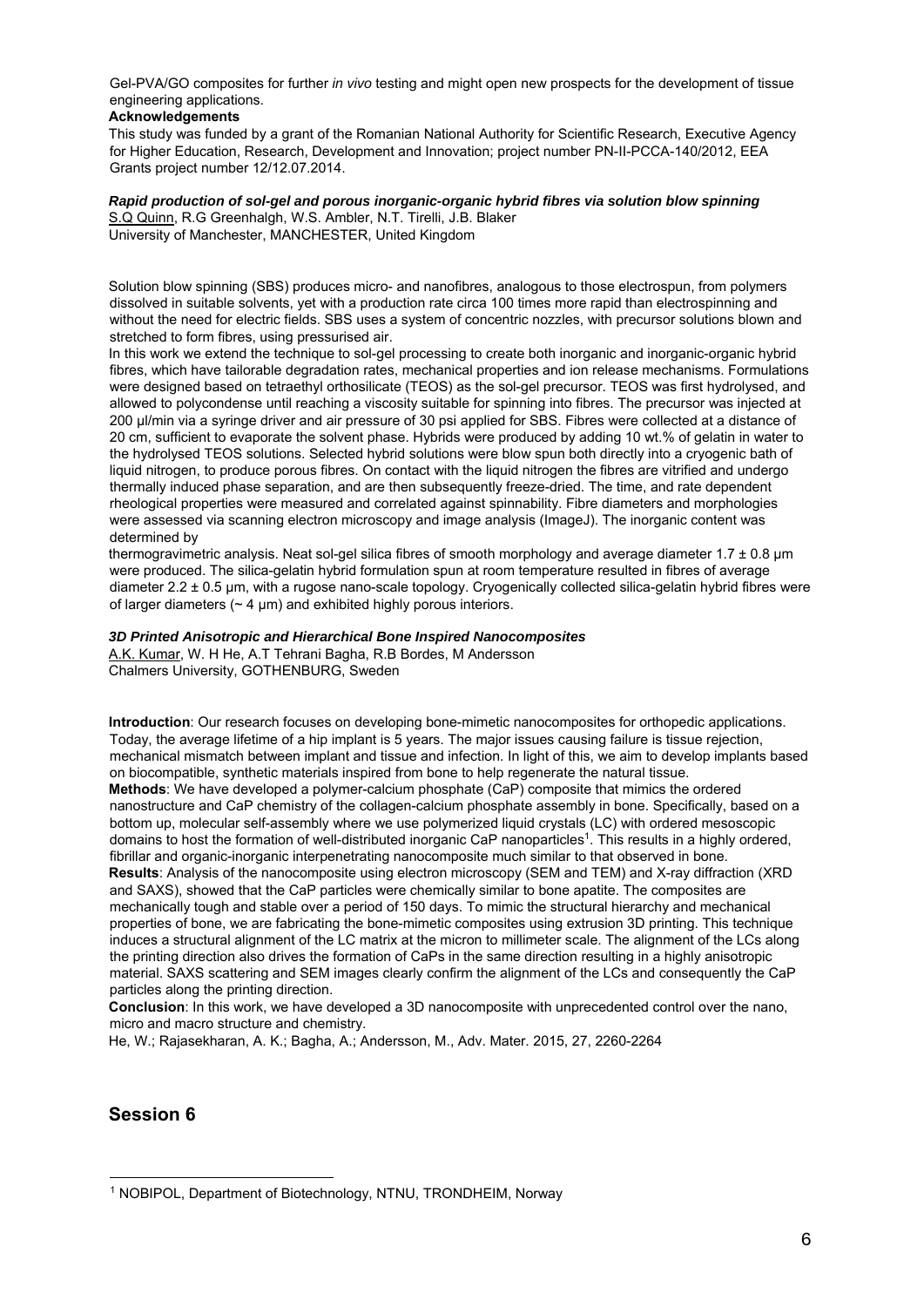Gel-PVA/GO composites for further *in vivo* testing and might open new prospects for the development of tissue engineering applications.

**Acknowledgements**

This study was funded by a grant of the Romanian National Authority for Scientific Research, Executive Agency for Higher Education, Research, Development and Innovation; project number PN-II-PCCA-140/2012, EEA Grants project number 12/12.07.2014.

***Rapid production of sol-gel and porous inorganic-organic hybrid fibres via solution blow spinning***

S.Q Quinn, R.G Greenhalgh, W.S. Ambler, N.T. Tirelli, J.B. Blaker
University of Manchester, MANCHESTER, United Kingdom

Solution blow spinning (SBS) produces micro- and nanofibres, analogous to those electrospun, from polymers dissolved in suitable solvents, yet with a production rate circa 100 times more rapid than electrospinning and without the need for electric fields. SBS uses a system of concentric nozzles, with precursor solutions blown and stretched to form fibres, using pressurised air.

In this work we extend the technique to sol-gel processing to create both inorganic and inorganic-organic hybrid fibres, which have tailorable degradation rates, mechanical properties and ion release mechanisms. Formulations were designed based on tetraethyl orthosilicate (TEOS) as the sol-gel precursor. TEOS was first hydrolysed, and allowed to polycondense until reaching a viscosity suitable for spinning into fibres. The precursor was injected at 200 µl/min via a syringe driver and air pressure of 30 psi applied for SBS. Fibres were collected at a distance of 20 cm, sufficient to evaporate the solvent phase. Hybrids were produced by adding 10 wt.% of gelatin in water to the hydrolysed TEOS solutions. Selected hybrid solutions were blow spun both directly into a cryogenic bath of liquid nitrogen, to produce porous fibres. On contact with the liquid nitrogen the fibres are vitrified and undergo thermally induced phase separation, and are then subsequently freeze-dried. The time, and rate dependent rheological properties were measured and correlated against spinnability. Fibre diameters and morphologies were assessed via scanning electron microscopy and image analysis (ImageJ). The inorganic content was determined by

thermogravimetric analysis. Neat sol-gel silica fibres of smooth morphology and average diameter 1.7 ± 0.8 µm were produced. The silica-gelatin hybrid formulation spun at room temperature resulted in fibres of average diameter 2.2 ± 0.5 µm, with a rugose nano-scale topology. Cryogenically collected silica-gelatin hybrid fibres were of larger diameters (~ 4 µm) and exhibited highly porous interiors.

***3D Printed Anisotropic and Hierarchical Bone Inspired Nanocomposites***

A.K. Kumar, W. H He, A.T Tehrani Bagha, R.B Bordes, M Andersson
Chalmers University, GOTHENBURG, Sweden

**Introduction**: Our research focuses on developing bone-mimetic nanocomposites for orthopedic applications. Today, the average lifetime of a hip implant is 5 years. The major issues causing failure is tissue rejection, mechanical mismatch between implant and tissue and infection. In light of this, we aim to develop implants based on biocompatible, synthetic materials inspired from bone to help regenerate the natural tissue.

**Methods**: We have developed a polymer-calcium phosphate (CaP) composite that mimics the ordered nanostructure and CaP chemistry of the collagen-calcium phosphate assembly in bone. Specifically, based on a bottom up, molecular self-assembly where we use polymerized liquid crystals (LC) with ordered mesoscopic domains to host the formation of well-distributed inorganic CaP nanoparticles[1]. This results in a highly ordered, fibrillar and organic-inorganic interpenetrating nanocomposite much similar to that observed in bone.

**Results**: Analysis of the nanocomposite using electron microscopy (SEM and TEM) and X-ray diffraction (XRD and SAXS), showed that the CaP particles were chemically similar to bone apatite. The composites are mechanically tough and stable over a period of 150 days. To mimic the structural hierarchy and mechanical properties of bone, we are fabricating the bone-mimetic composites using extrusion 3D printing. This technique induces a structural alignment of the LC matrix at the micron to millimeter scale. The alignment of the LCs along the printing direction also drives the formation of CaPs in the same direction resulting in a highly anisotropic material. SAXS scattering and SEM images clearly confirm the alignment of the LCs and consequently the CaP particles along the printing direction.

**Conclusion**: In this work, we have developed a 3D nanocomposite with unprecedented control over the nano, micro and macro structure and chemistry.

He, W.; Rajasekharan, A. K.; Bagha, A.; Andersson, M., Adv. Mater. 2015, 27, 2260-2264

## Session 6

[1] NOBIPOL, Department of Biotechnology, NTNU, TRONDHEIM, Norway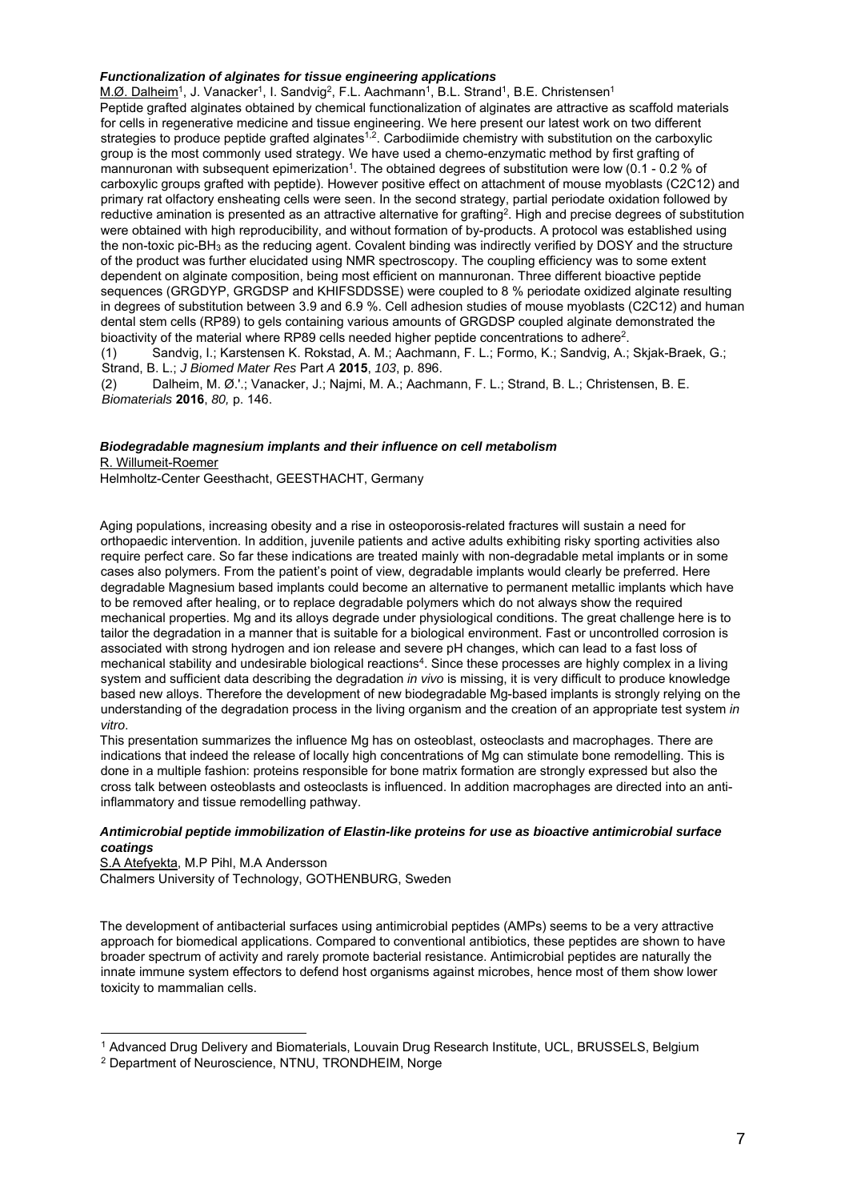### *Functionalization of alginates for tissue engineering applications*

M.Ø. Dalheim[1], J. Vanacker[1], I. Sandvig[2], F.L. Aachmann[1], B.L. Strand[1], B.E. Christensen[1]

Peptide grafted alginates obtained by chemical functionalization of alginates are attractive as scaffold materials for cells in regenerative medicine and tissue engineering. We here present our latest work on two different strategies to produce peptide grafted alginates[1,2]. Carbodiimide chemistry with substitution on the carboxylic group is the most commonly used strategy. We have used a chemo-enzymatic method by first grafting of mannuronan with subsequent epimerization[1]. The obtained degrees of substitution were low (0.1 - 0.2 % of carboxylic groups grafted with peptide). However positive effect on attachment of mouse myoblasts (C2C12) and primary rat olfactory ensheating cells were seen. In the second strategy, partial periodate oxidation followed by reductive amination is presented as an attractive alternative for grafting[2]. High and precise degrees of substitution were obtained with high reproducibility, and without formation of by-products. A protocol was established using the non-toxic pic-$BH_3$ as the reducing agent. Covalent binding was indirectly verified by DOSY and the structure of the product was further elucidated using NMR spectroscopy. The coupling efficiency was to some extent dependent on alginate composition, being most efficient on mannuronan. Three different bioactive peptide sequences (GRGDYP, GRGDSP and KHIFSDDSSE) were coupled to 8 % periodate oxidized alginate resulting in degrees of substitution between 3.9 and 6.9 %. Cell adhesion studies of mouse myoblasts (C2C12) and human dental stem cells (RP89) to gels containing various amounts of GRGDSP coupled alginate demonstrated the bioactivity of the material where RP89 cells needed higher peptide concentrations to adhere[2].

(1) Sandvig, I.; Karstensen K. Rokstad, A. M.; Aachmann, F. L.; Formo, K.; Sandvig, A.; Skjak-Braek, G.; Strand, B. L.; *J Biomed Mater Res* Part *A* **2015**, *103*, p. 896.

(2) Dalheim, M. Ø.'.; Vanacker, J.; Najmi, M. A.; Aachmann, F. L.; Strand, B. L.; Christensen, B. E. *Biomaterials* **2016**, *80,* p. 146.

### *Biodegradable magnesium implants and their influence on cell metabolism*

R. Willumeit-Roemer

Helmholtz-Center Geesthacht, GEESTHACHT, Germany

Aging populations, increasing obesity and a rise in osteoporosis-related fractures will sustain a need for orthopaedic intervention. In addition, juvenile patients and active adults exhibiting risky sporting activities also require perfect care. So far these indications are treated mainly with non-degradable metal implants or in some cases also polymers. From the patient's point of view, degradable implants would clearly be preferred. Here degradable Magnesium based implants could become an alternative to permanent metallic implants which have to be removed after healing, or to replace degradable polymers which do not always show the required mechanical properties. Mg and its alloys degrade under physiological conditions. The great challenge here is to tailor the degradation in a manner that is suitable for a biological environment. Fast or uncontrolled corrosion is associated with strong hydrogen and ion release and severe pH changes, which can lead to a fast loss of mechanical stability and undesirable biological reactions[4]. Since these processes are highly complex in a living system and sufficient data describing the degradation *in vivo* is missing, it is very difficult to produce knowledge based new alloys. Therefore the development of new biodegradable Mg-based implants is strongly relying on the understanding of the degradation process in the living organism and the creation of an appropriate test system *in vitro*.

This presentation summarizes the influence Mg has on osteoblast, osteoclasts and macrophages. There are indications that indeed the release of locally high concentrations of Mg can stimulate bone remodelling. This is done in a multiple fashion: proteins responsible for bone matrix formation are strongly expressed but also the cross talk between osteoblasts and osteoclasts is influenced. In addition macrophages are directed into an anti-inflammatory and tissue remodelling pathway.

### *Antimicrobial peptide immobilization of Elastin-like proteins for use as bioactive antimicrobial surface coatings*

S.A Atefyekta, M.P Pihl, M.A Andersson

Chalmers University of Technology, GOTHENBURG, Sweden

The development of antibacterial surfaces using antimicrobial peptides (AMPs) seems to be a very attractive approach for biomedical applications. Compared to conventional antibiotics, these peptides are shown to have broader spectrum of activity and rarely promote bacterial resistance. Antimicrobial peptides are naturally the innate immune system effectors to defend host organisms against microbes, hence most of them show lower toxicity to mammalian cells.

---

[1] Advanced Drug Delivery and Biomaterials, Louvain Drug Research Institute, UCL, BRUSSELS, Belgium

[2] Department of Neuroscience, NTNU, TRONDHEIM, Norge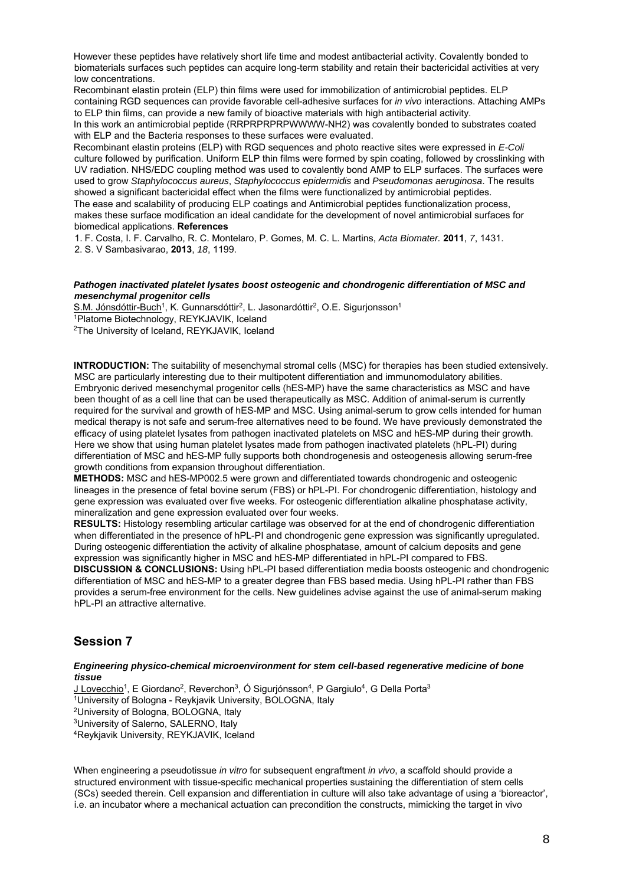However these peptides have relatively short life time and modest antibacterial activity. Covalently bonded to biomaterials surfaces such peptides can acquire long-term stability and retain their bactericidal activities at very low concentrations.

Recombinant elastin protein (ELP) thin films were used for immobilization of antimicrobial peptides. ELP containing RGD sequences can provide favorable cell-adhesive surfaces for *in vivo* interactions. Attaching AMPs to ELP thin films, can provide a new family of bioactive materials with high antibacterial activity.

In this work an antimicrobial peptide (RRPRPRPRPWWWW-NH2) was covalently bonded to substrates coated with ELP and the Bacteria responses to these surfaces were evaluated.

Recombinant elastin proteins (ELP) with RGD sequences and photo reactive sites were expressed in *E-Coli* culture followed by purification. Uniform ELP thin films were formed by spin coating, followed by crosslinking with UV radiation. NHS/EDC coupling method was used to covalently bond AMP to ELP surfaces. The surfaces were used to grow *Staphylococcus aureus*, *Staphylococcus epidermidis* and *Pseudomonas aeruginosa*. The results showed a significant bactericidal effect when the films were functionalized by antimicrobial peptides.

The ease and scalability of producing ELP coatings and Antimicrobial peptides functionalization process, makes these surface modification an ideal candidate for the development of novel antimicrobial surfaces for biomedical applications. **References**

1. F. Costa, I. F. Carvalho, R. C. Montelaro, P. Gomes, M. C. L. Martins, *Acta Biomater.* **2011**, *7*, 1431.
2. S. V Sambasivarao, **2013**, *18*, 1199.

### *Pathogen inactivated platelet lysates boost osteogenic and chondrogenic differentiation of MSC and mesenchymal progenitor cells*

S.M. Jónsdóttir-Buch[1], K. Gunnarsdóttir[2], L. Jasonardóttir[2], O.E. Sigurjonsson[1]

[1]Platome Biotechnology, REYKJAVIK, Iceland

[2]The University of Iceland, REYKJAVIK, Iceland

**INTRODUCTION:** The suitability of mesenchymal stromal cells (MSC) for therapies has been studied extensively. MSC are particularly interesting due to their multipotent differentiation and immunomodulatory abilities. Embryonic derived mesenchymal progenitor cells (hES-MP) have the same characteristics as MSC and have been thought of as a cell line that can be used therapeutically as MSC. Addition of animal-serum is currently required for the survival and growth of hES-MP and MSC. Using animal-serum to grow cells intended for human medical therapy is not safe and serum-free alternatives need to be found. We have previously demonstrated the efficacy of using platelet lysates from pathogen inactivated platelets on MSC and hES-MP during their growth. Here we show that using human platelet lysates made from pathogen inactivated platelets (hPL-PI) during differentiation of MSC and hES-MP fully supports both chondrogenesis and osteogenesis allowing serum-free growth conditions from expansion throughout differentiation.

**METHODS:** MSC and hES-MP002.5 were grown and differentiated towards chondrogenic and osteogenic lineages in the presence of fetal bovine serum (FBS) or hPL-PI. For chondrogenic differentiation, histology and gene expression was evaluated over five weeks. For osteogenic differentiation alkaline phosphatase activity, mineralization and gene expression evaluated over four weeks.

**RESULTS:** Histology resembling articular cartilage was observed for at the end of chondrogenic differentiation when differentiated in the presence of hPL-PI and chondrogenic gene expression was significantly upregulated. During osteogenic differentiation the activity of alkaline phosphatase, amount of calcium deposits and gene expression was significantly higher in MSC and hES-MP differentiated in hPL-PI compared to FBS.

**DISCUSSION & CONCLUSIONS:** Using hPL-PI based differentiation media boosts osteogenic and chondrogenic differentiation of MSC and hES-MP to a greater degree than FBS based media. Using hPL-PI rather than FBS provides a serum-free environment for the cells. New guidelines advise against the use of animal-serum making hPL-PI an attractive alternative.

## Session 7

### *Engineering physico-chemical microenvironment for stem cell-based regenerative medicine of bone tissue*

J Lovecchio[1], E Giordano[2], Reverchon[3], Ó Sigurjónsson[4], P Gargiulo[4], G Della Porta[3]

[1]University of Bologna - Reykjavik University, BOLOGNA, Italy

[2]University of Bologna, BOLOGNA, Italy

[3]University of Salerno, SALERNO, Italy

[4]Reykjavik University, REYKJAVIK, Iceland

When engineering a pseudotissue *in vitro* for subsequent engraftment *in vivo*, a scaffold should provide a structured environment with tissue-specific mechanical properties sustaining the differentiation of stem cells (SCs) seeded therein. Cell expansion and differentiation in culture will also take advantage of using a 'bioreactor', i.e. an incubator where a mechanical actuation can precondition the constructs, mimicking the target in vivo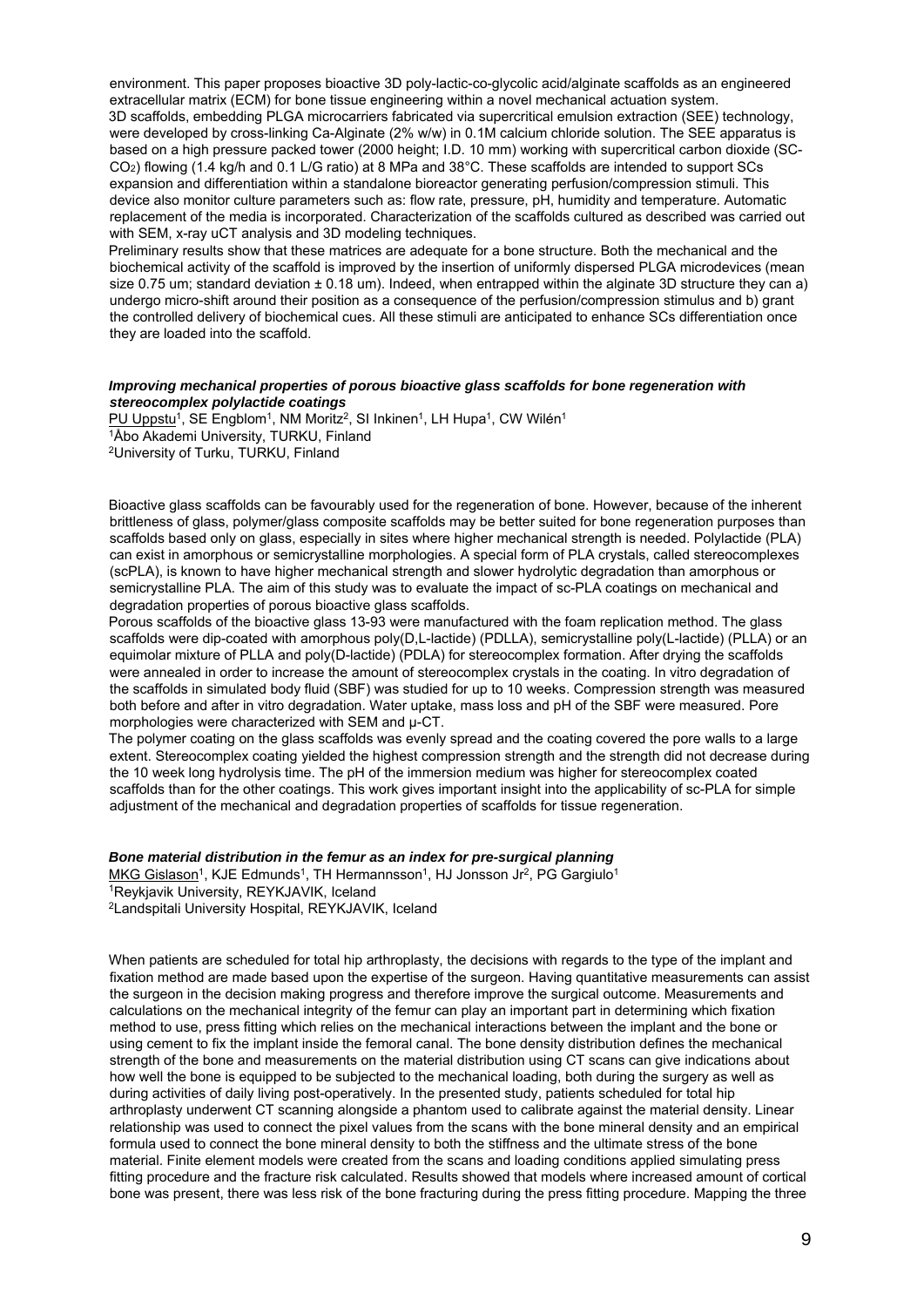environment. This paper proposes bioactive 3D poly-lactic-co-glycolic acid/alginate scaffolds as an engineered extracellular matrix (ECM) for bone tissue engineering within a novel mechanical actuation system.

3D scaffolds, embedding PLGA microcarriers fabricated via supercritical emulsion extraction (SEE) technology, were developed by cross-linking Ca-Alginate (2% w/w) in 0.1M calcium chloride solution. The SEE apparatus is based on a high pressure packed tower (2000 height; I.D. 10 mm) working with supercritical carbon dioxide (SC-$CO_2$) flowing (1.4 kg/h and 0.1 L/G ratio) at 8 MPa and 38°C. These scaffolds are intended to support SCs expansion and differentiation within a standalone bioreactor generating perfusion/compression stimuli. This device also monitor culture parameters such as: flow rate, pressure, pH, humidity and temperature. Automatic replacement of the media is incorporated. Characterization of the scaffolds cultured as described was carried out with SEM, x-ray uCT analysis and 3D modeling techniques.

Preliminary results show that these matrices are adequate for a bone structure. Both the mechanical and the biochemical activity of the scaffold is improved by the insertion of uniformly dispersed PLGA microdevices (mean size 0.75 um; standard deviation ± 0.18 um). Indeed, when entrapped within the alginate 3D structure they can a) undergo micro-shift around their position as a consequence of the perfusion/compression stimulus and b) grant the controlled delivery of biochemical cues. All these stimuli are anticipated to enhance SCs differentiation once they are loaded into the scaffold.

### *Improving mechanical properties of porous bioactive glass scaffolds for bone regeneration with stereocomplex polylactide coatings*

PU Uppstu[1], SE Engblom[1], NM Moritz[2], SI Inkinen[1], LH Hupa[1], CW Wilén[1]
[1]Åbo Akademi University, TURKU, Finland
[2]University of Turku, TURKU, Finland

Bioactive glass scaffolds can be favourably used for the regeneration of bone. However, because of the inherent brittleness of glass, polymer/glass composite scaffolds may be better suited for bone regeneration purposes than scaffolds based only on glass, especially in sites where higher mechanical strength is needed. Polylactide (PLA) can exist in amorphous or semicrystalline morphologies. A special form of PLA crystals, called stereocomplexes (scPLA), is known to have higher mechanical strength and slower hydrolytic degradation than amorphous or semicrystalline PLA. The aim of this study was to evaluate the impact of sc-PLA coatings on mechanical and degradation properties of porous bioactive glass scaffolds.

Porous scaffolds of the bioactive glass 13-93 were manufactured with the foam replication method. The glass scaffolds were dip-coated with amorphous poly(D,L-lactide) (PDLLA), semicrystalline poly(L-lactide) (PLLA) or an equimolar mixture of PLLA and poly(D-lactide) (PDLA) for stereocomplex formation. After drying the scaffolds were annealed in order to increase the amount of stereocomplex crystals in the coating. In vitro degradation of the scaffolds in simulated body fluid (SBF) was studied for up to 10 weeks. Compression strength was measured both before and after in vitro degradation. Water uptake, mass loss and pH of the SBF were measured. Pore morphologies were characterized with SEM and µ-CT.

The polymer coating on the glass scaffolds was evenly spread and the coating covered the pore walls to a large extent. Stereocomplex coating yielded the highest compression strength and the strength did not decrease during the 10 week long hydrolysis time. The pH of the immersion medium was higher for stereocomplex coated scaffolds than for the other coatings. This work gives important insight into the applicability of sc-PLA for simple adjustment of the mechanical and degradation properties of scaffolds for tissue regeneration.

### *Bone material distribution in the femur as an index for pre-surgical planning*

MKG Gislason[1], KJE Edmunds[1], TH Hermannsson[1], HJ Jonsson Jr[2], PG Gargiulo[1]
[1]Reykjavik University, REYKJAVIK, Iceland
[2]Landspitali University Hospital, REYKJAVIK, Iceland

When patients are scheduled for total hip arthroplasty, the decisions with regards to the type of the implant and fixation method are made based upon the expertise of the surgeon. Having quantitative measurements can assist the surgeon in the decision making progress and therefore improve the surgical outcome. Measurements and calculations on the mechanical integrity of the femur can play an important part in determining which fixation method to use, press fitting which relies on the mechanical interactions between the implant and the bone or using cement to fix the implant inside the femoral canal. The bone density distribution defines the mechanical strength of the bone and measurements on the material distribution using CT scans can give indications about how well the bone is equipped to be subjected to the mechanical loading, both during the surgery as well as during activities of daily living post-operatively. In the presented study, patients scheduled for total hip arthroplasty underwent CT scanning alongside a phantom used to calibrate against the material density. Linear relationship was used to connect the pixel values from the scans with the bone mineral density and an empirical formula used to connect the bone mineral density to both the stiffness and the ultimate stress of the bone material. Finite element models were created from the scans and loading conditions applied simulating press fitting procedure and the fracture risk calculated. Results showed that models where increased amount of cortical bone was present, there was less risk of the bone fracturing during the press fitting procedure. Mapping the three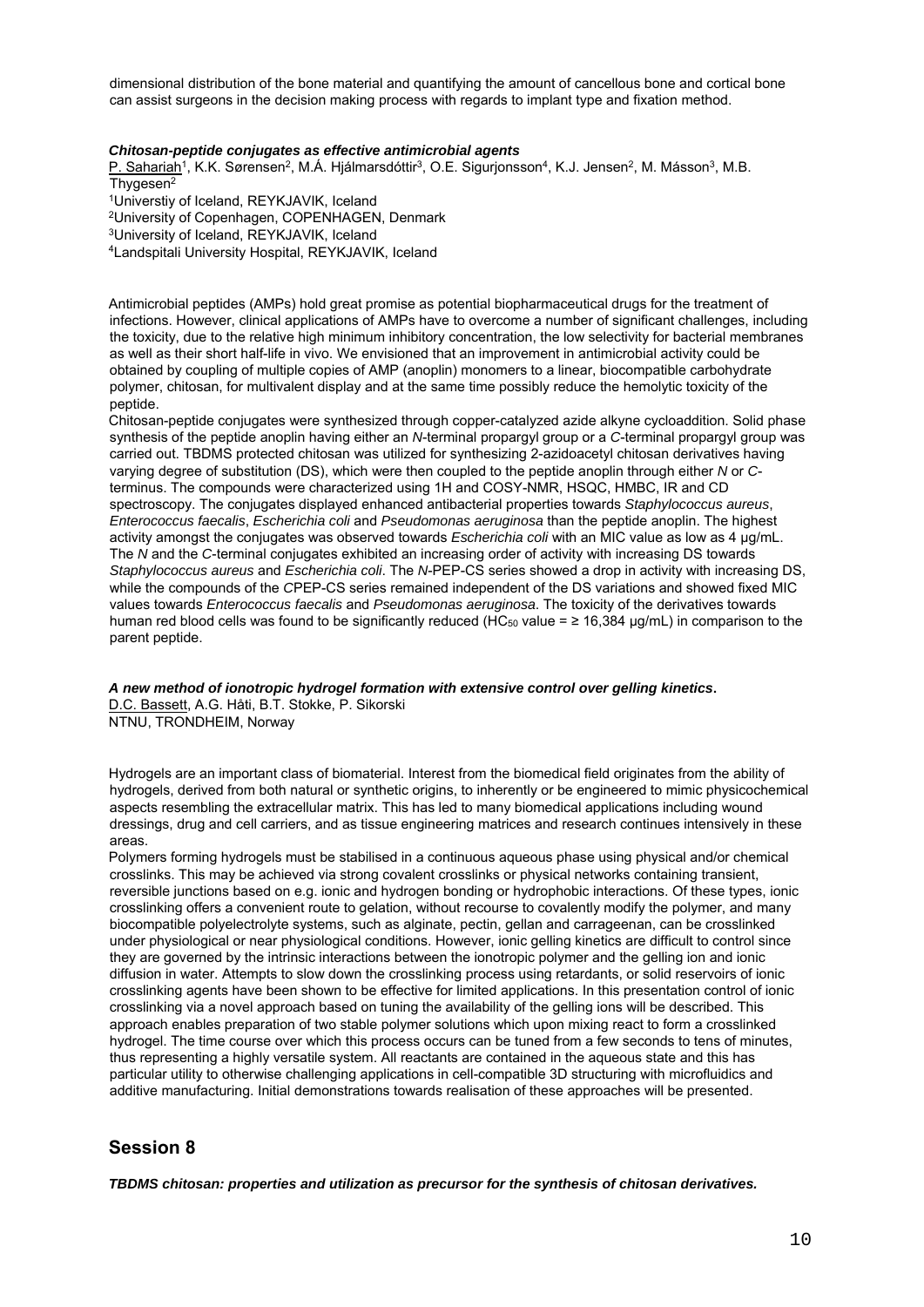dimensional distribution of the bone material and quantifying the amount of cancellous bone and cortical bone can assist surgeons in the decision making process with regards to implant type and fixation method.

***Chitosan-peptide conjugates as effective antimicrobial agents***

P. Sahariah[1], K.K. Sørensen[2], M.Á. Hjálmarsdóttir[3], O.E. Sigurjonsson[4], K.J. Jensen[2], M. Másson[3], M.B. Thygesen[2]

[1]Universtiy of Iceland, REYKJAVIK, Iceland
[2]University of Copenhagen, COPENHAGEN, Denmark
[3]University of Iceland, REYKJAVIK, Iceland
[4]Landspitali University Hospital, REYKJAVIK, Iceland

Antimicrobial peptides (AMPs) hold great promise as potential biopharmaceutical drugs for the treatment of infections. However, clinical applications of AMPs have to overcome a number of significant challenges, including the toxicity, due to the relative high minimum inhibitory concentration, the low selectivity for bacterial membranes as well as their short half-life in vivo. We envisioned that an improvement in antimicrobial activity could be obtained by coupling of multiple copies of AMP (anoplin) monomers to a linear, biocompatible carbohydrate polymer, chitosan, for multivalent display and at the same time possibly reduce the hemolytic toxicity of the peptide.

Chitosan-peptide conjugates were synthesized through copper-catalyzed azide alkyne cycloaddition. Solid phase synthesis of the peptide anoplin having either an *N*-terminal propargyl group or a *C*-terminal propargyl group was carried out. TBDMS protected chitosan was utilized for synthesizing 2-azidoacetyl chitosan derivatives having varying degree of substitution (DS), which were then coupled to the peptide anoplin through either *N* or *C*-terminus. The compounds were characterized using 1H and COSY-NMR, HSQC, HMBC, IR and CD spectroscopy. The conjugates displayed enhanced antibacterial properties towards *Staphylococcus aureus*, *Enterococcus faecalis*, *Escherichia coli* and *Pseudomonas aeruginosa* than the peptide anoplin. The highest activity amongst the conjugates was observed towards *Escherichia coli* with an MIC value as low as 4 µg/mL. The *N* and the *C*-terminal conjugates exhibited an increasing order of activity with increasing DS towards *Staphylococcus aureus* and *Escherichia coli*. The *N*-PEP-CS series showed a drop in activity with increasing DS, while the compounds of the *C*PEP-CS series remained independent of the DS variations and showed fixed MIC values towards *Enterococcus faecalis* and *Pseudomonas aeruginosa*. The toxicity of the derivatives towards human red blood cells was found to be significantly reduced ($HC_{50}$ value = ≥ 16,384 µg/mL) in comparison to the parent peptide.

***A new method of ionotropic hydrogel formation with extensive control over gelling kinetics.***

D.C. Bassett, A.G. Håti, B.T. Stokke, P. Sikorski
NTNU, TRONDHEIM, Norway

Hydrogels are an important class of biomaterial. Interest from the biomedical field originates from the ability of hydrogels, derived from both natural or synthetic origins, to inherently or be engineered to mimic physicochemical aspects resembling the extracellular matrix. This has led to many biomedical applications including wound dressings, drug and cell carriers, and as tissue engineering matrices and research continues intensively in these areas.

Polymers forming hydrogels must be stabilised in a continuous aqueous phase using physical and/or chemical crosslinks. This may be achieved via strong covalent crosslinks or physical networks containing transient, reversible junctions based on e.g. ionic and hydrogen bonding or hydrophobic interactions. Of these types, ionic crosslinking offers a convenient route to gelation, without recourse to covalently modify the polymer, and many biocompatible polyelectrolyte systems, such as alginate, pectin, gellan and carrageenan, can be crosslinked under physiological or near physiological conditions. However, ionic gelling kinetics are difficult to control since they are governed by the intrinsic interactions between the ionotropic polymer and the gelling ion and ionic diffusion in water. Attempts to slow down the crosslinking process using retardants, or solid reservoirs of ionic crosslinking agents have been shown to be effective for limited applications. In this presentation control of ionic crosslinking via a novel approach based on tuning the availability of the gelling ions will be described. This approach enables preparation of two stable polymer solutions which upon mixing react to form a crosslinked hydrogel. The time course over which this process occurs can be tuned from a few seconds to tens of minutes, thus representing a highly versatile system. All reactants are contained in the aqueous state and this has particular utility to otherwise challenging applications in cell-compatible 3D structuring with microfluidics and additive manufacturing. Initial demonstrations towards realisation of these approaches will be presented.

## Session 8

***TBDMS chitosan: properties and utilization as precursor for the synthesis of chitosan derivatives.***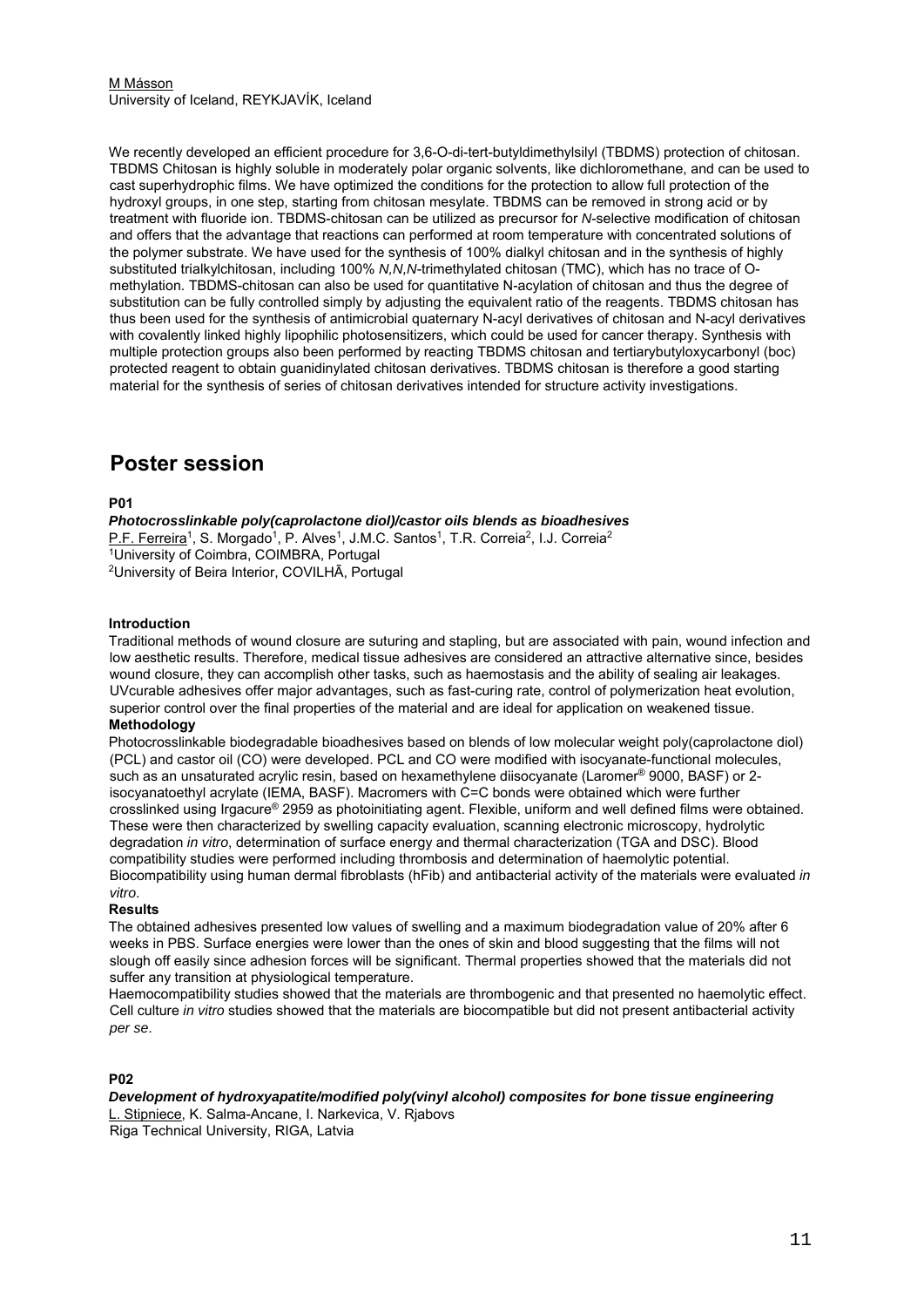M Másson
University of Iceland, REYKJAVÍK, Iceland

We recently developed an efficient procedure for 3,6-O-di-tert-butyldimethylsilyl (TBDMS) protection of chitosan. TBDMS Chitosan is highly soluble in moderately polar organic solvents, like dichloromethane, and can be used to cast superhydrophic films. We have optimized the conditions for the protection to allow full protection of the hydroxyl groups, in one step, starting from chitosan mesylate. TBDMS can be removed in strong acid or by treatment with fluoride ion. TBDMS-chitosan can be utilized as precursor for *N*-selective modification of chitosan and offers that the advantage that reactions can performed at room temperature with concentrated solutions of the polymer substrate. We have used for the synthesis of 100% dialkyl chitosan and in the synthesis of highly substituted trialkylchitosan, including 100% *N,N,N*-trimethylated chitosan (TMC), which has no trace of O-methylation. TBDMS-chitosan can also be used for quantitative N-acylation of chitosan and thus the degree of substitution can be fully controlled simply by adjusting the equivalent ratio of the reagents. TBDMS chitosan has thus been used for the synthesis of antimicrobial quaternary N-acyl derivatives of chitosan and N-acyl derivatives with covalently linked highly lipophilic photosensitizers, which could be used for cancer therapy. Synthesis with multiple protection groups also been performed by reacting TBDMS chitosan and tertiarybutyloxycarbonyl (boc) protected reagent to obtain guanidinylated chitosan derivatives. TBDMS chitosan is therefore a good starting material for the synthesis of series of chitosan derivatives intended for structure activity investigations.

# Poster session

**P01**

***Photocrosslinkable poly(caprolactone diol)/castor oils blends as bioadhesives***

P.F. Ferreira[1], S. Morgado[1], P. Alves[1], J.M.C. Santos[1], T.R. Correia[2], I.J. Correia[2]
[1]University of Coimbra, COIMBRA, Portugal
[2]University of Beira Interior, COVILHÃ, Portugal

**Introduction**

Traditional methods of wound closure are suturing and stapling, but are associated with pain, wound infection and low aesthetic results. Therefore, medical tissue adhesives are considered an attractive alternative since, besides wound closure, they can accomplish other tasks, such as haemostasis and the ability of sealing air leakages. UVcurable adhesives offer major advantages, such as fast-curing rate, control of polymerization heat evolution, superior control over the final properties of the material and are ideal for application on weakened tissue.

**Methodology**

Photocrosslinkable biodegradable bioadhesives based on blends of low molecular weight poly(caprolactone diol) (PCL) and castor oil (CO) were developed. PCL and CO were modified with isocyanate-functional molecules, such as an unsaturated acrylic resin, based on hexamethylene diisocyanate (Laromer® 9000, BASF) or 2-isocyanatoethyl acrylate (IEMA, BASF). Macromers with C=C bonds were obtained which were further crosslinked using Irgacure® 2959 as photoinitiating agent. Flexible, uniform and well defined films were obtained. These were then characterized by swelling capacity evaluation, scanning electronic microscopy, hydrolytic degradation *in vitro*, determination of surface energy and thermal characterization (TGA and DSC). Blood compatibility studies were performed including thrombosis and determination of haemolytic potential. Biocompatibility using human dermal fibroblasts (hFib) and antibacterial activity of the materials were evaluated *in vitro*.

**Results**

The obtained adhesives presented low values of swelling and a maximum biodegradation value of 20% after 6 weeks in PBS. Surface energies were lower than the ones of skin and blood suggesting that the films will not slough off easily since adhesion forces will be significant. Thermal properties showed that the materials did not suffer any transition at physiological temperature.

Haemocompatibility studies showed that the materials are thrombogenic and that presented no haemolytic effect. Cell culture *in vitro* studies showed that the materials are biocompatible but did not present antibacterial activity *per se*.

**P02**

***Development of hydroxyapatite/modified poly(vinyl alcohol) composites for bone tissue engineering***

L. Stipniece, K. Salma-Ancane, I. Narkevica, V. Rjabovs
Riga Technical University, RIGA, Latvia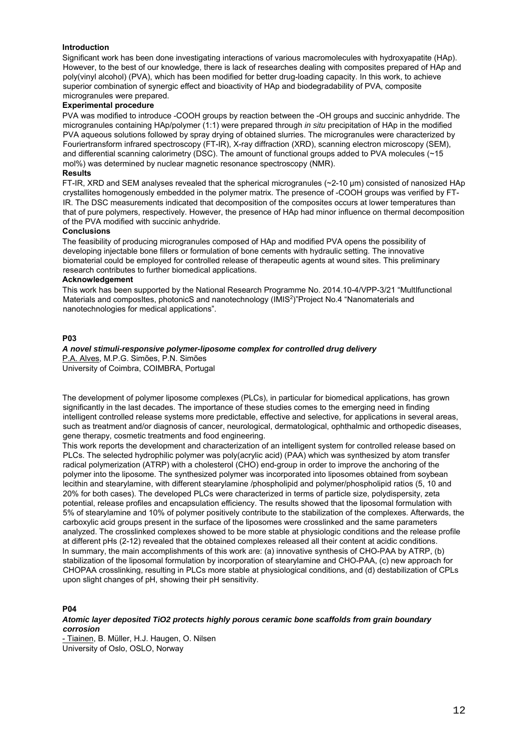**Introduction**

Significant work has been done investigating interactions of various macromolecules with hydroxyapatite (HAp). However, to the best of our knowledge, there is lack of researches dealing with composites prepared of HAp and poly(vinyl alcohol) (PVA), which has been modified for better drug-loading capacity. In this work, to achieve superior combination of synergic effect and bioactivity of HAp and biodegradability of PVA, composite microgranules were prepared.

**Experimental procedure**

PVA was modified to introduce -COOH groups by reaction between the -OH groups and succinic anhydride. The microgranules containing HAp/polymer (1:1) were prepared through *in situ* precipitation of HAp in the modified PVA aqueous solutions followed by spray drying of obtained slurries. The microgranules were characterized by Fouriertransform infrared spectroscopy (FT-IR), X-ray diffraction (XRD), scanning electron microscopy (SEM), and differential scanning calorimetry (DSC). The amount of functional groups added to PVA molecules (~15 mol%) was determined by nuclear magnetic resonance spectroscopy (NMR).

**Results**

FT-IR, XRD and SEM analyses revealed that the spherical microgranules (~2-10 µm) consisted of nanosized HAp crystallites homogenously embedded in the polymer matrix. The presence of -COOH groups was verified by FT-IR. The DSC measurements indicated that decomposition of the composites occurs at lower temperatures than that of pure polymers, respectively. However, the presence of HAp had minor influence on thermal decomposition of the PVA modified with succinic anhydride.

**Conclusions**

The feasibility of producing microgranules composed of HAp and modified PVA opens the possibility of developing injectable bone fillers or formulation of bone cements with hydraulic setting. The innovative biomaterial could be employed for controlled release of therapeutic agents at wound sites. This preliminary research contributes to further biomedical applications.

**Acknowledgement**

This work has been supported by the National Research Programme No. 2014.10-4/VPP-3/21 "MultIfunctional Materials and composItes, photonicS and nanotechnology (IMIS$^2$)"Project No.4 "Nanomaterials and nanotechnologies for medical applications".

**P03**

***A novel stimuli-responsive polymer-liposome complex for controlled drug delivery***

P.A. Alves, M.P.G. Simões, P.N. Simões
University of Coimbra, COIMBRA, Portugal

The development of polymer liposome complexes (PLCs), in particular for biomedical applications, has grown significantly in the last decades. The importance of these studies comes to the emerging need in finding intelligent controlled release systems more predictable, effective and selective, for applications in several areas, such as treatment and/or diagnosis of cancer, neurological, dermatological, ophthalmic and orthopedic diseases, gene therapy, cosmetic treatments and food engineering.
This work reports the development and characterization of an intelligent system for controlled release based on PLCs. The selected hydrophilic polymer was poly(acrylic acid) (PAA) which was synthesized by atom transfer radical polymerization (ATRP) with a cholesterol (CHO) end-group in order to improve the anchoring of the polymer into the liposome. The synthesized polymer was incorporated into liposomes obtained from soybean lecithin and stearylamine, with different stearylamine /phospholipid and polymer/phospholipid ratios (5, 10 and 20% for both cases). The developed PLCs were characterized in terms of particle size, polydispersity, zeta potential, release profiles and encapsulation efficiency. The results showed that the liposomal formulation with 5% of stearylamine and 10% of polymer positively contribute to the stabilization of the complexes. Afterwards, the carboxylic acid groups present in the surface of the liposomes were crosslinked and the same parameters analyzed. The crosslinked complexes showed to be more stable at physiologic conditions and the release profile at different pHs (2-12) revealed that the obtained complexes released all their content at acidic conditions.
In summary, the main accomplishments of this work are: (a) innovative synthesis of CHO-PAA by ATRP, (b) stabilization of the liposomal formulation by incorporation of stearylamine and CHO-PAA, (c) new approach for CHOPAA crosslinking, resulting in PLCs more stable at physiological conditions, and (d) destabilization of CPLs upon slight changes of pH, showing their pH sensitivity.

**P04**

***Atomic layer deposited TiO2 protects highly porous ceramic bone scaffolds from grain boundary corrosion***

- Tiainen, B. Müller, H.J. Haugen, O. Nilsen
University of Oslo, OSLO, Norway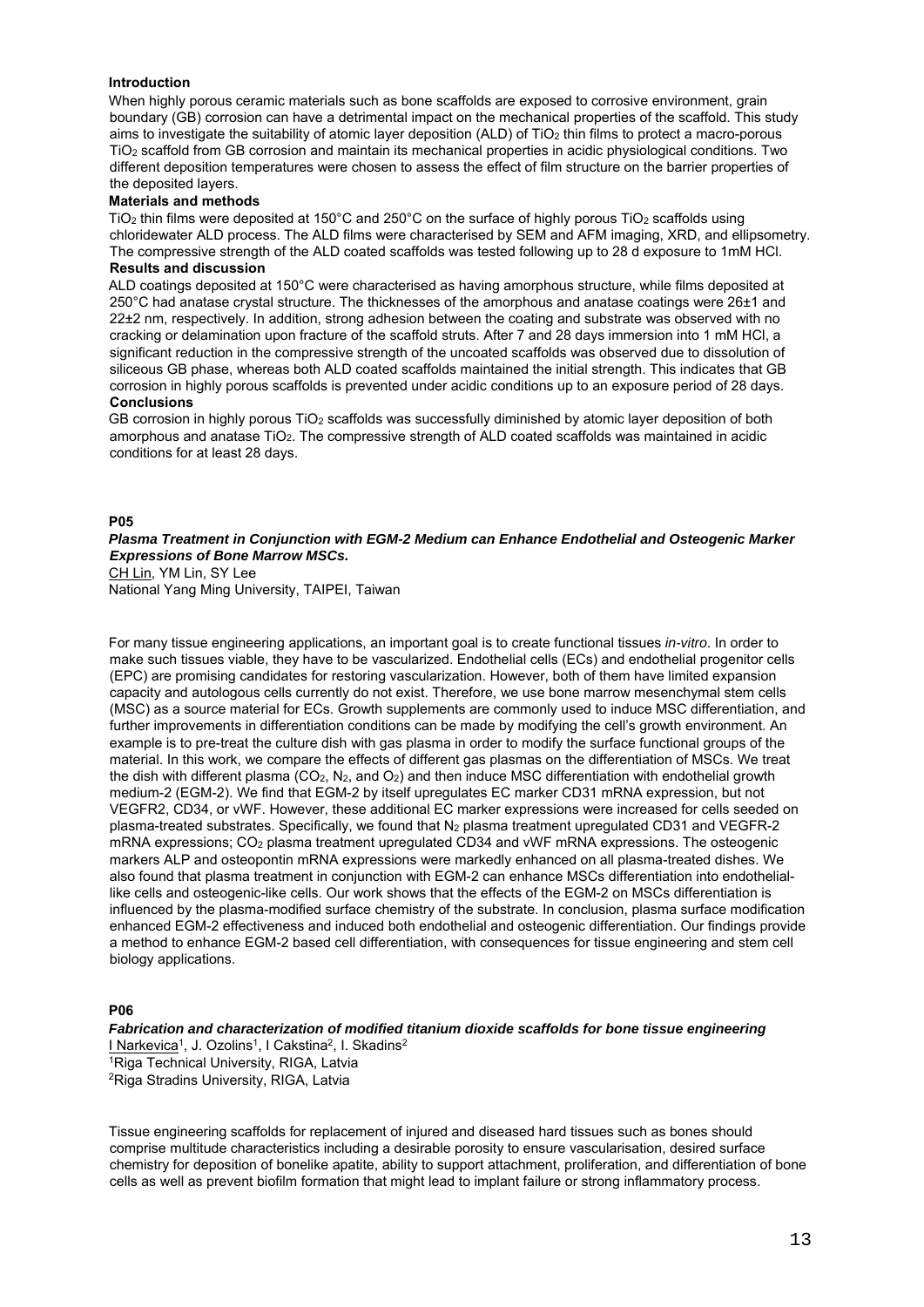**Introduction**

When highly porous ceramic materials such as bone scaffolds are exposed to corrosive environment, grain boundary (GB) corrosion can have a detrimental impact on the mechanical properties of the scaffold. This study aims to investigate the suitability of atomic layer deposition (ALD) of $TiO_2$ thin films to protect a macro-porous $TiO_2$ scaffold from GB corrosion and maintain its mechanical properties in acidic physiological conditions. Two different deposition temperatures were chosen to assess the effect of film structure on the barrier properties of the deposited layers.

**Materials and methods**

$TiO_2$ thin films were deposited at 150°C and 250°C on the surface of highly porous $TiO_2$ scaffolds using chloridewater ALD process. The ALD films were characterised by SEM and AFM imaging, XRD, and ellipsometry. The compressive strength of the ALD coated scaffolds was tested following up to 28 d exposure to 1mM HCl.

**Results and discussion**

ALD coatings deposited at 150°C were characterised as having amorphous structure, while films deposited at 250°C had anatase crystal structure. The thicknesses of the amorphous and anatase coatings were 26±1 and 22±2 nm, respectively. In addition, strong adhesion between the coating and substrate was observed with no cracking or delamination upon fracture of the scaffold struts. After 7 and 28 days immersion into 1 mM HCl, a significant reduction in the compressive strength of the uncoated scaffolds was observed due to dissolution of siliceous GB phase, whereas both ALD coated scaffolds maintained the initial strength. This indicates that GB corrosion in highly porous scaffolds is prevented under acidic conditions up to an exposure period of 28 days.

**Conclusions**

GB corrosion in highly porous $TiO_2$ scaffolds was successfully diminished by atomic layer deposition of both amorphous and anatase $TiO_2$. The compressive strength of ALD coated scaffolds was maintained in acidic conditions for at least 28 days.

**P05**

***Plasma Treatment in Conjunction with EGM-2 Medium can Enhance Endothelial and Osteogenic Marker Expressions of Bone Marrow MSCs.***

CH Lin, YM Lin, SY Lee

National Yang Ming University, TAIPEI, Taiwan

For many tissue engineering applications, an important goal is to create functional tissues *in-vitro*. In order to make such tissues viable, they have to be vascularized. Endothelial cells (ECs) and endothelial progenitor cells (EPC) are promising candidates for restoring vascularization. However, both of them have limited expansion capacity and autologous cells currently do not exist. Therefore, we use bone marrow mesenchymal stem cells (MSC) as a source material for ECs. Growth supplements are commonly used to induce MSC differentiation, and further improvements in differentiation conditions can be made by modifying the cell's growth environment. An example is to pre-treat the culture dish with gas plasma in order to modify the surface functional groups of the material. In this work, we compare the effects of different gas plasmas on the differentiation of MSCs. We treat the dish with different plasma ($CO_2$, $N_2$, and $O_2$) and then induce MSC differentiation with endothelial growth medium-2 (EGM-2). We find that EGM-2 by itself upregulates EC marker CD31 mRNA expression, but not VEGFR2, CD34, or vWF. However, these additional EC marker expressions were increased for cells seeded on plasma-treated substrates. Specifically, we found that $N_2$ plasma treatment upregulated CD31 and VEGFR-2 mRNA expressions; $CO_2$ plasma treatment upregulated CD34 and vWF mRNA expressions. The osteogenic markers ALP and osteopontin mRNA expressions were markedly enhanced on all plasma-treated dishes. We also found that plasma treatment in conjunction with EGM-2 can enhance MSCs differentiation into endothelial-like cells and osteogenic-like cells. Our work shows that the effects of the EGM-2 on MSCs differentiation is influenced by the plasma-modified surface chemistry of the substrate. In conclusion, plasma surface modification enhanced EGM-2 effectiveness and induced both endothelial and osteogenic differentiation. Our findings provide a method to enhance EGM-2 based cell differentiation, with consequences for tissue engineering and stem cell biology applications.

**P06**

***Fabrication and characterization of modified titanium dioxide scaffolds for bone tissue engineering***

I Narkevica[1], J. Ozolins[1], I Cakstina[2], I. Skadins[2]

[1]Riga Technical University, RIGA, Latvia

[2]Riga Stradins University, RIGA, Latvia

Tissue engineering scaffolds for replacement of injured and diseased hard tissues such as bones should comprise multitude characteristics including a desirable porosity to ensure vascularisation, desired surface chemistry for deposition of bonelike apatite, ability to support attachment, proliferation, and differentiation of bone cells as well as prevent biofilm formation that might lead to implant failure or strong inflammatory process.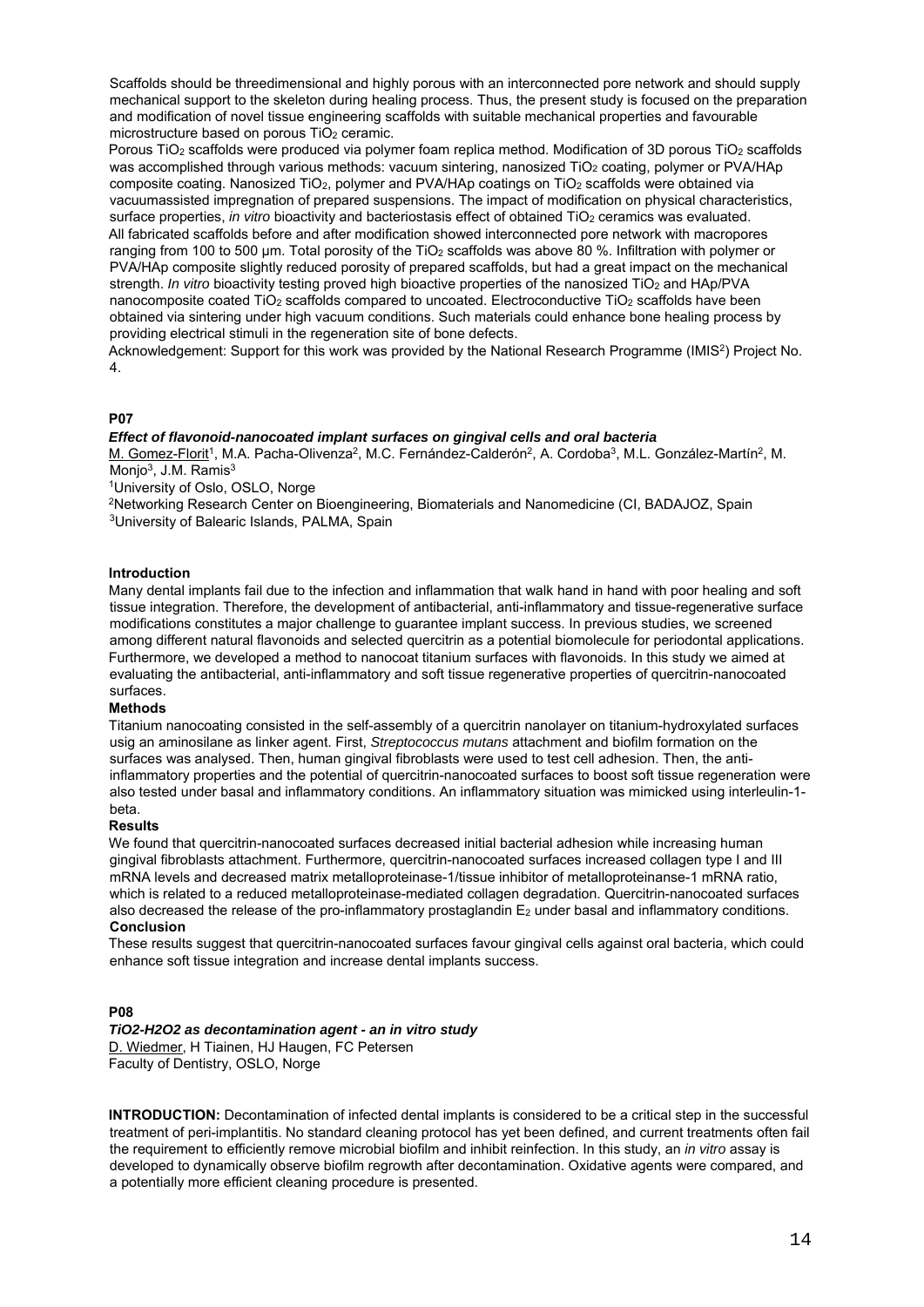Scaffolds should be threedimensional and highly porous with an interconnected pore network and should supply mechanical support to the skeleton during healing process. Thus, the present study is focused on the preparation and modification of novel tissue engineering scaffolds with suitable mechanical properties and favourable microstructure based on porous $TiO_2$ ceramic.

Porous $TiO_2$ scaffolds were produced via polymer foam replica method. Modification of 3D porous $TiO_2$ scaffolds was accomplished through various methods: vacuum sintering, nanosized $TiO_2$ coating, polymer or PVA/HAp composite coating. Nanosized $TiO_2$, polymer and PVA/HAp coatings on $TiO_2$ scaffolds were obtained via vacuumassisted impregnation of prepared suspensions. The impact of modification on physical characteristics, surface properties, *in vitro* bioactivity and bacteriostasis effect of obtained $TiO_2$ ceramics was evaluated.

All fabricated scaffolds before and after modification showed interconnected pore network with macropores ranging from 100 to 500 µm. Total porosity of the $TiO_2$ scaffolds was above 80 %. Infiltration with polymer or PVA/HAp composite slightly reduced porosity of prepared scaffolds, but had a great impact on the mechanical strength. *In vitro* bioactivity testing proved high bioactive properties of the nanosized $TiO_2$ and HAp/PVA nanocomposite coated $TiO_2$ scaffolds compared to uncoated. Electroconductive $TiO_2$ scaffolds have been obtained via sintering under high vacuum conditions. Such materials could enhance bone healing process by providing electrical stimuli in the regeneration site of bone defects.

Acknowledgement: Support for this work was provided by the National Research Programme (IMIS[2]) Project No. 4.

**P07**

***Effect of flavonoid-nanocoated implant surfaces on gingival cells and oral bacteria***

M. Gomez-Florit[1], M.A. Pacha-Olivenza[2], M.C. Fernández-Calderón[2], A. Cordoba[3], M.L. González-Martín[2], M. Monjo[3], J.M. Ramis[3]

[1]University of Oslo, OSLO, Norge

[2]Networking Research Center on Bioengineering, Biomaterials and Nanomedicine (CI, BADAJOZ, Spain

[3]University of Balearic Islands, PALMA, Spain

**Introduction**

Many dental implants fail due to the infection and inflammation that walk hand in hand with poor healing and soft tissue integration. Therefore, the development of antibacterial, anti-inflammatory and tissue-regenerative surface modifications constitutes a major challenge to guarantee implant success. In previous studies, we screened among different natural flavonoids and selected quercitrin as a potential biomolecule for periodontal applications. Furthermore, we developed a method to nanocoat titanium surfaces with flavonoids. In this study we aimed at evaluating the antibacterial, anti-inflammatory and soft tissue regenerative properties of quercitrin-nanocoated surfaces.

**Methods**

Titanium nanocoating consisted in the self-assembly of a quercitrin nanolayer on titanium-hydroxylated surfaces usig an aminosilane as linker agent. First, *Streptococcus mutans* attachment and biofilm formation on the surfaces was analysed. Then, human gingival fibroblasts were used to test cell adhesion. Then, the anti-inflammatory properties and the potential of quercitrin-nanocoated surfaces to boost soft tissue regeneration were also tested under basal and inflammatory conditions. An inflammatory situation was mimicked using interleulin-1-beta.

**Results**

We found that quercitrin-nanocoated surfaces decreased initial bacterial adhesion while increasing human gingival fibroblasts attachment. Furthermore, quercitrin-nanocoated surfaces increased collagen type I and III mRNA levels and decreased matrix metalloproteinase-1/tissue inhibitor of metalloproteinanse-1 mRNA ratio, which is related to a reduced metalloproteinase-mediated collagen degradation. Quercitrin-nanocoated surfaces also decreased the release of the pro-inflammatory prostaglandin $E_2$ under basal and inflammatory conditions.

**Conclusion**

These results suggest that quercitrin-nanocoated surfaces favour gingival cells against oral bacteria, which could enhance soft tissue integration and increase dental implants success.

**P08**

***TiO2-H2O2 as decontamination agent - an in vitro study***

D. Wiedmer, H Tiainen, HJ Haugen, FC Petersen

Faculty of Dentistry, OSLO, Norge

**INTRODUCTION:** Decontamination of infected dental implants is considered to be a critical step in the successful treatment of peri-implantitis. No standard cleaning protocol has yet been defined, and current treatments often fail the requirement to efficiently remove microbial biofilm and inhibit reinfection. In this study, an *in vitro* assay is developed to dynamically observe biofilm regrowth after decontamination. Oxidative agents were compared, and a potentially more efficient cleaning procedure is presented.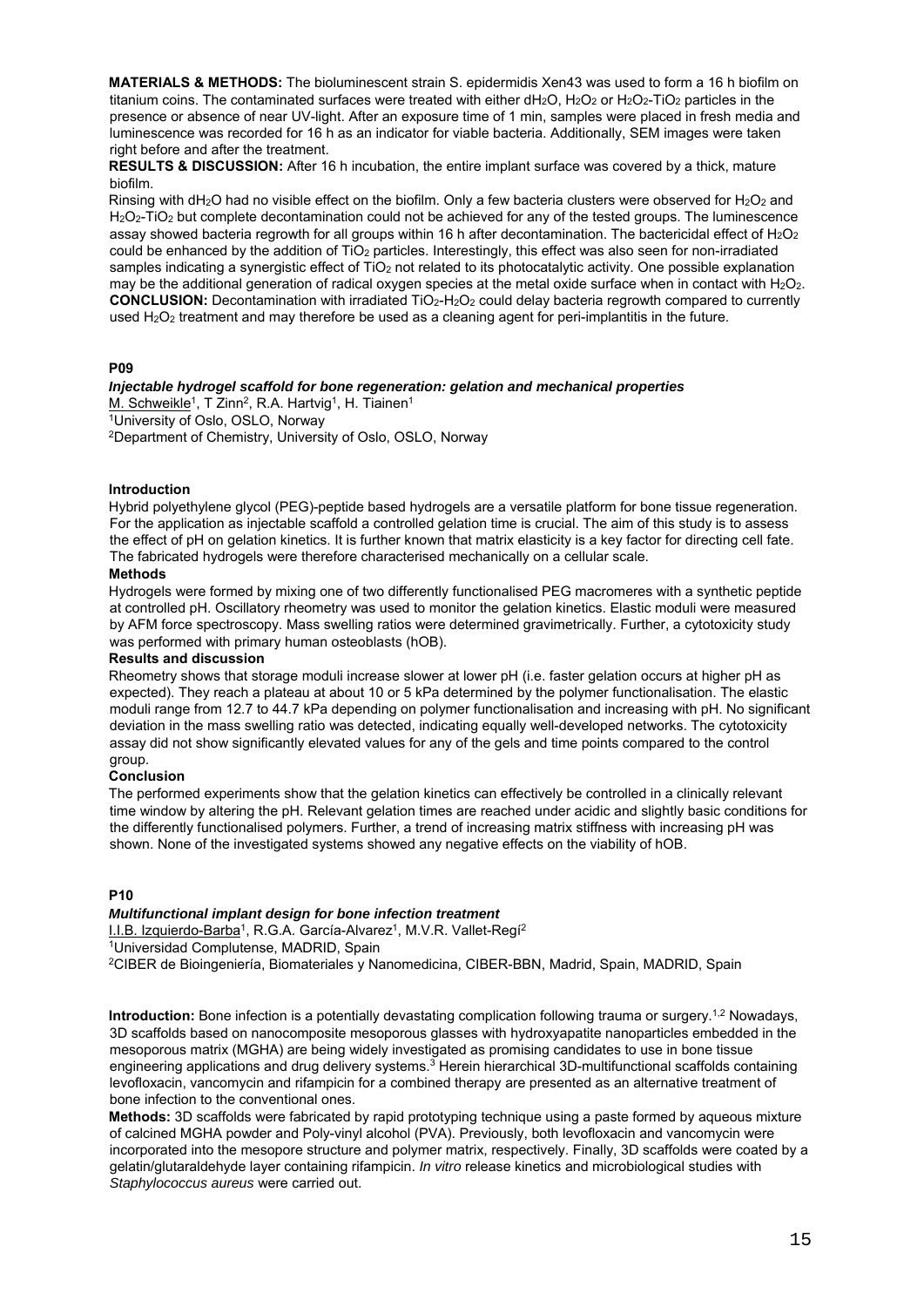**MATERIALS & METHODS:** The bioluminescent strain S. epidermidis Xen43 was used to form a 16 h biofilm on titanium coins. The contaminated surfaces were treated with either $dH_2O$, $H_2O_2$ or $H_2O_2$-$TiO_2$ particles in the presence or absence of near UV-light. After an exposure time of 1 min, samples were placed in fresh media and luminescence was recorded for 16 h as an indicator for viable bacteria. Additionally, SEM images were taken right before and after the treatment.

**RESULTS & DISCUSSION:** After 16 h incubation, the entire implant surface was covered by a thick, mature biofilm.

Rinsing with $dH_2O$ had no visible effect on the biofilm. Only a few bacteria clusters were observed for $H_2O_2$ and $H_2O_2$-$TiO_2$ but complete decontamination could not be achieved for any of the tested groups. The luminescence assay showed bacteria regrowth for all groups within 16 h after decontamination. The bactericidal effect of $H_2O_2$ could be enhanced by the addition of $TiO_2$ particles. Interestingly, this effect was also seen for non-irradiated samples indicating a synergistic effect of $TiO_2$ not related to its photocatalytic activity. One possible explanation may be the additional generation of radical oxygen species at the metal oxide surface when in contact with $H_2O_2$.

**CONCLUSION:** Decontamination with irradiated $TiO_2$-$H_2O_2$ could delay bacteria regrowth compared to currently used $H_2O_2$ treatment and may therefore be used as a cleaning agent for peri-implantitis in the future.

### P09

***Injectable hydrogel scaffold for bone regeneration: gelation and mechanical properties***

M. Schweikle[1], T Zinn[2], R.A. Hartvig[1], H. Tiainen[1]

[1]University of Oslo, OSLO, Norway

[2]Department of Chemistry, University of Oslo, OSLO, Norway

**Introduction**

Hybrid polyethylene glycol (PEG)-peptide based hydrogels are a versatile platform for bone tissue regeneration. For the application as injectable scaffold a controlled gelation time is crucial. The aim of this study is to assess the effect of pH on gelation kinetics. It is further known that matrix elasticity is a key factor for directing cell fate. The fabricated hydrogels were therefore characterised mechanically on a cellular scale.

**Methods**

Hydrogels were formed by mixing one of two differently functionalised PEG macromeres with a synthetic peptide at controlled pH. Oscillatory rheometry was used to monitor the gelation kinetics. Elastic moduli were measured by AFM force spectroscopy. Mass swelling ratios were determined gravimetrically. Further, a cytotoxicity study was performed with primary human osteoblasts (hOB).

**Results and discussion**

Rheometry shows that storage moduli increase slower at lower pH (i.e. faster gelation occurs at higher pH as expected). They reach a plateau at about 10 or 5 kPa determined by the polymer functionalisation. The elastic moduli range from 12.7 to 44.7 kPa depending on polymer functionalisation and increasing with pH. No significant deviation in the mass swelling ratio was detected, indicating equally well-developed networks. The cytotoxicity assay did not show significantly elevated values for any of the gels and time points compared to the control group.

**Conclusion**

The performed experiments show that the gelation kinetics can effectively be controlled in a clinically relevant time window by altering the pH. Relevant gelation times are reached under acidic and slightly basic conditions for the differently functionalised polymers. Further, a trend of increasing matrix stiffness with increasing pH was shown. None of the investigated systems showed any negative effects on the viability of hOB.

### P10

***Multifunctional implant design for bone infection treatment***

I.I.B. Izquierdo-Barba[1], R.G.A. García-Alvarez[1], M.V.R. Vallet-Regí[2]

[1]Universidad Complutense, MADRID, Spain

[2]CIBER de Bioingeniería, Biomateriales y Nanomedicina, CIBER-BBN, Madrid, Spain, MADRID, Spain

**Introduction:** Bone infection is a potentially devastating complication following trauma or surgery.[1,2] Nowadays, 3D scaffolds based on nanocomposite mesoporous glasses with hydroxyapatite nanoparticles embedded in the mesoporous matrix (MGHA) are being widely investigated as promising candidates to use in bone tissue engineering applications and drug delivery systems.[3] Herein hierarchical 3D-multifunctional scaffolds containing levofloxacin, vancomycin and rifampicin for a combined therapy are presented as an alternative treatment of bone infection to the conventional ones.

**Methods:** 3D scaffolds were fabricated by rapid prototyping technique using a paste formed by aqueous mixture of calcined MGHA powder and Poly-vinyl alcohol (PVA). Previously, both levofloxacin and vancomycin were incorporated into the mesopore structure and polymer matrix, respectively. Finally, 3D scaffolds were coated by a gelatin/glutaraldehyde layer containing rifampicin. *In vitro* release kinetics and microbiological studies with *Staphylococcus aureus* were carried out.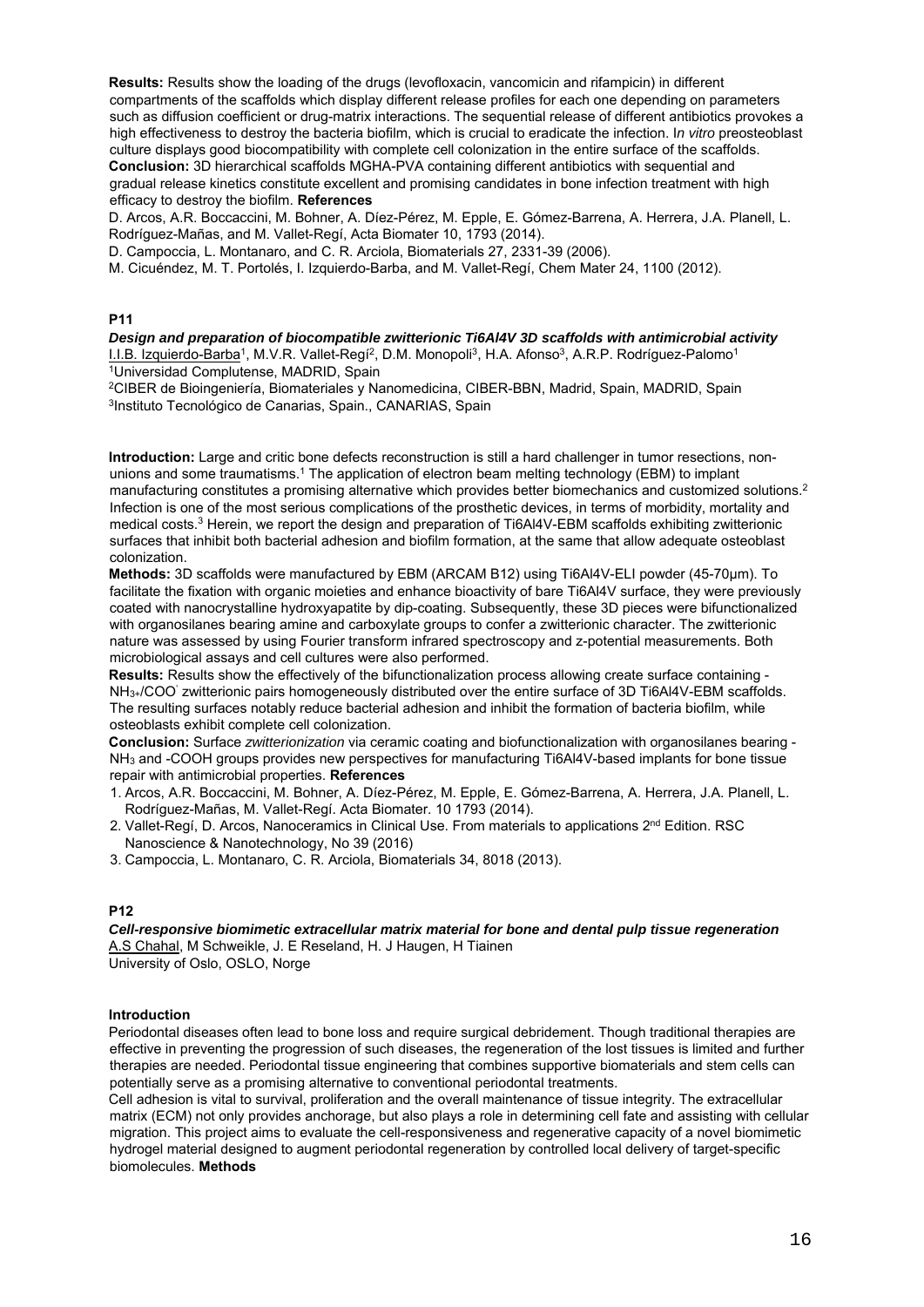**Results:** Results show the loading of the drugs (levofloxacin, vancomicin and rifampicin) in different compartments of the scaffolds which display different release profiles for each one depending on parameters such as diffusion coefficient or drug-matrix interactions. The sequential release of different antibiotics provokes a high effectiveness to destroy the bacteria biofilm, which is crucial to eradicate the infection. I*n vitro* preosteoblast culture displays good biocompatibility with complete cell colonization in the entire surface of the scaffolds.

**Conclusion:** 3D hierarchical scaffolds MGHA-PVA containing different antibiotics with sequential and gradual release kinetics constitute excellent and promising candidates in bone infection treatment with high efficacy to destroy the biofilm. **References**

D. Arcos, A.R. Boccaccini, M. Bohner, A. Díez-Pérez, M. Epple, E. Gómez-Barrena, A. Herrera, J.A. Planell, L. Rodríguez-Mañas, and M. Vallet-Regí, Acta Biomater 10, 1793 (2014).

D. Campoccia, L. Montanaro, and C. R. Arciola, Biomaterials 27, 2331-39 (2006).

M. Cicuéndez, M. T. Portolés, I. Izquierdo-Barba, and M. Vallet-Regí, Chem Mater 24, 1100 (2012).

## P11

### *Design and preparation of biocompatible zwitterionic Ti6Al4V 3D scaffolds with antimicrobial activity*

I.I.B. Izquierdo-Barba[1], M.V.R. Vallet-Regí[2], D.M. Monopoli[3], H.A. Afonso[3], A.R.P. Rodríguez-Palomo[1]

[1]Universidad Complutense, MADRID, Spain

[2]CIBER de Bioingeniería, Biomateriales y Nanomedicina, CIBER-BBN, Madrid, Spain, MADRID, Spain

[3]Instituto Tecnológico de Canarias, Spain., CANARIAS, Spain

**Introduction:** Large and critic bone defects reconstruction is still a hard challenger in tumor resections, non-unions and some traumatisms.[1] The application of electron beam melting technology (EBM) to implant manufacturing constitutes a promising alternative which provides better biomechanics and customized solutions.[2] Infection is one of the most serious complications of the prosthetic devices, in terms of morbidity, mortality and medical costs.[3] Herein, we report the design and preparation of Ti6Al4V-EBM scaffolds exhibiting zwitterionic surfaces that inhibit both bacterial adhesion and biofilm formation, at the same that allow adequate osteoblast colonization.

**Methods:** 3D scaffolds were manufactured by EBM (ARCAM B12) using Ti6Al4V-ELI powder (45-70µm). To facilitate the fixation with organic moieties and enhance bioactivity of bare Ti6Al4V surface, they were previously coated with nanocrystalline hydroxyapatite by dip-coating. Subsequently, these 3D pieces were bifunctionalized with organosilanes bearing amine and carboxylate groups to confer a zwitterionic character. The zwitterionic nature was assessed by using Fourier transform infrared spectroscopy and z-potential measurements. Both microbiological assays and cell cultures were also performed.

**Results:** Results show the effectively of the bifunctionalization process allowing create surface containing -$NH_{3+}$/$COO^-$ zwitterionic pairs homogeneously distributed over the entire surface of 3D Ti6Al4V-EBM scaffolds. The resulting surfaces notably reduce bacterial adhesion and inhibit the formation of bacteria biofilm, while osteoblasts exhibit complete cell colonization.

**Conclusion:** Surface *zwitterionization* via ceramic coating and biofunctionalization with organosilanes bearing -$NH_3$ and -COOH groups provides new perspectives for manufacturing Ti6Al4V-based implants for bone tissue repair with antimicrobial properties. **References**

1. Arcos, A.R. Boccaccini, M. Bohner, A. Díez-Pérez, M. Epple, E. Gómez-Barrena, A. Herrera, J.A. Planell, L. Rodríguez-Mañas, M. Vallet-Regí. Acta Biomater. 10 1793 (2014).
2. Vallet-Regí, D. Arcos, Nanoceramics in Clinical Use. From materials to applications 2nd Edition. RSC Nanoscience & Nanotechnology, No 39 (2016)
3. Campoccia, L. Montanaro, C. R. Arciola, Biomaterials 34, 8018 (2013).

## P12

### *Cell-responsive biomimetic extracellular matrix material for bone and dental pulp tissue regeneration*

A.S Chahal, M Schweikle, J. E Reseland, H. J Haugen, H Tiainen

University of Oslo, OSLO, Norge

**Introduction**

Periodontal diseases often lead to bone loss and require surgical debridement. Though traditional therapies are effective in preventing the progression of such diseases, the regeneration of the lost tissues is limited and further therapies are needed. Periodontal tissue engineering that combines supportive biomaterials and stem cells can potentially serve as a promising alternative to conventional periodontal treatments.

Cell adhesion is vital to survival, proliferation and the overall maintenance of tissue integrity. The extracellular matrix (ECM) not only provides anchorage, but also plays a role in determining cell fate and assisting with cellular migration. This project aims to evaluate the cell-responsiveness and regenerative capacity of a novel biomimetic hydrogel material designed to augment periodontal regeneration by controlled local delivery of target-specific biomolecules. **Methods**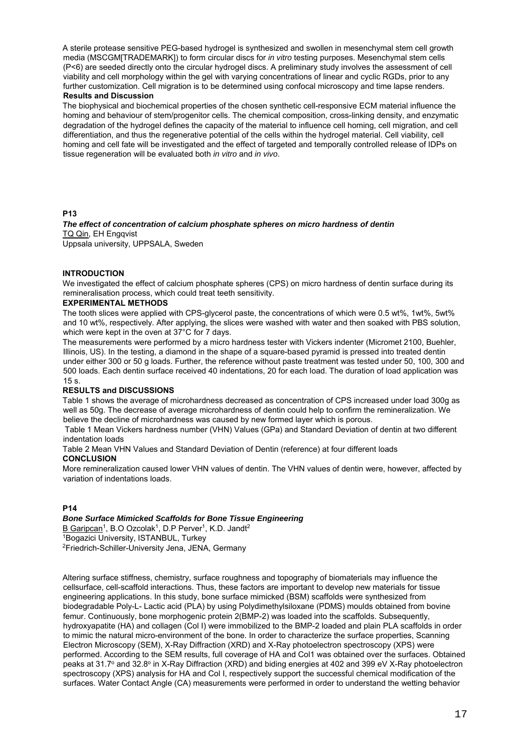A sterile protease sensitive PEG-based hydrogel is synthesized and swollen in mesenchymal stem cell growth media (MSCGM[TRADEMARK]) to form circular discs for *in vitro* testing purposes. Mesenchymal stem cells (P<6) are seeded directly onto the circular hydrogel discs. A preliminary study involves the assessment of cell viability and cell morphology within the gel with varying concentrations of linear and cyclic RGDs, prior to any further customization. Cell migration is to be determined using confocal microscopy and time lapse renders.

**Results and Discussion**

The biophysical and biochemical properties of the chosen synthetic cell-responsive ECM material influence the homing and behaviour of stem/progenitor cells. The chemical composition, cross-linking density, and enzymatic degradation of the hydrogel defines the capacity of the material to influence cell homing, cell migration, and cell differentiation, and thus the regenerative potential of the cells within the hydrogel material. Cell viability, cell homing and cell fate will be investigated and the effect of targeted and temporally controlled release of IDPs on tissue regeneration will be evaluated both *in vitro* and *in vivo*.

## P13

### *The effect of concentration of calcium phosphate spheres on micro hardness of dentin*

TQ Qin, EH Engqvist

Uppsala university, UPPSALA, Sweden

**INTRODUCTION**

We investigated the effect of calcium phosphate spheres (CPS) on micro hardness of dentin surface during its remineralisation process, which could treat teeth sensitivity.

**EXPERIMENTAL METHODS**

The tooth slices were applied with CPS-glycerol paste, the concentrations of which were 0.5 wt%, 1wt%, 5wt% and 10 wt%, respectively. After applying, the slices were washed with water and then soaked with PBS solution, which were kept in the oven at 37°C for 7 days.

The measurements were performed by a micro hardness tester with Vickers indenter (Micromet 2100, Buehler, Illinois, US). In the testing, a diamond in the shape of a square-based pyramid is pressed into treated dentin under either 300 or 50 g loads. Further, the reference without paste treatment was tested under 50, 100, 300 and 500 loads. Each dentin surface received 40 indentations, 20 for each load. The duration of load application was 15 s.

**RESULTS and DISCUSSIONS**

Table 1 shows the average of microhardness decreased as concentration of CPS increased under load 300g as well as 50g. The decrease of average microhardness of dentin could help to confirm the remineralization. We believe the decline of microhardness was caused by new formed layer which is porous.

Table 1 Mean Vickers hardness number (VHN) Values (GPa) and Standard Deviation of dentin at two different indentation loads

Table 2 Mean VHN Values and Standard Deviation of Dentin (reference) at four different loads

**CONCLUSION**

More remineralization caused lower VHN values of dentin. The VHN values of dentin were, however, affected by variation of indentations loads.

## P14

### *Bone Surface Mimicked Scaffolds for Bone Tissue Engineering*

B Garipcan[1], B.O Ozcolak[1], D.P Perver[1], K.D. Jandt[2]

[1]Bogazici University, ISTANBUL, Turkey

[2]Friedrich-Schiller-University Jena, JENA, Germany

Altering surface stiffness, chemistry, surface roughness and topography of biomaterials may influence the cellsurface, cell-scaffold interactions. Thus, these factors are important to develop new materials for tissue engineering applications. In this study, bone surface mimicked (BSM) scaffolds were synthesized from biodegradable Poly-L- Lactic acid (PLA) by using Polydimethylsiloxane (PDMS) moulds obtained from bovine femur. Continuously, bone morphogenic protein 2(BMP-2) was loaded into the scaffolds. Subsequently, hydroxyapatite (HA) and collagen (Col I) were immobilized to the BMP-2 loaded and plain PLA scaffolds in order to mimic the natural micro-environment of the bone. In order to characterize the surface properties, Scanning Electron Microscopy (SEM), X-Ray Diffraction (XRD) and X-Ray photoelectron spectroscopy (XPS) were performed. According to the SEM results, full coverage of HA and Col1 was obtained over the surfaces. Obtained peaks at 31.7° and 32.8° in X-Ray Diffraction (XRD) and biding energies at 402 and 399 eV X-Ray photoelectron spectroscopy (XPS) analysis for HA and Col I, respectively support the successful chemical modification of the surfaces. Water Contact Angle (CA) measurements were performed in order to understand the wetting behavior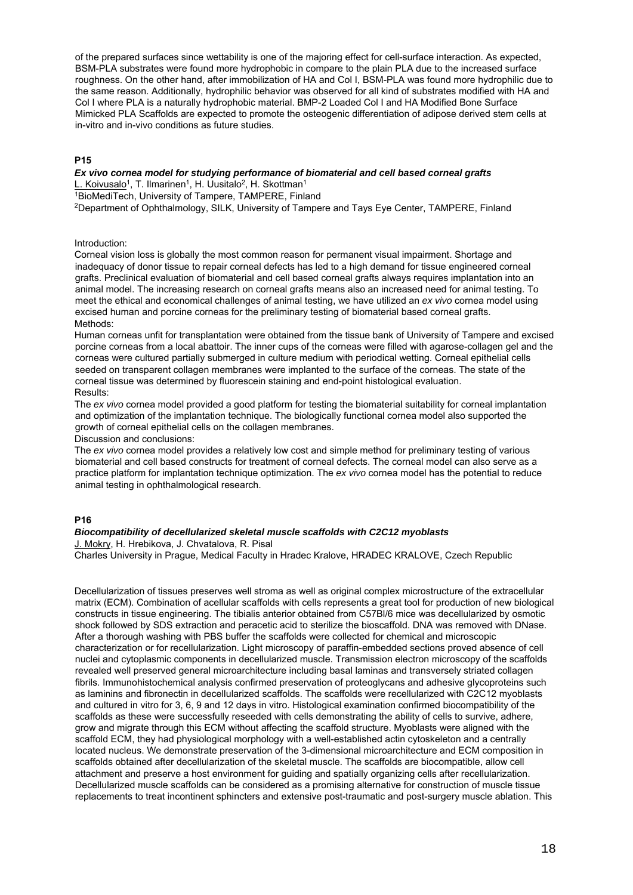of the prepared surfaces since wettability is one of the majoring effect for cell-surface interaction. As expected, BSM-PLA substrates were found more hydrophobic in compare to the plain PLA due to the increased surface roughness. On the other hand, after immobilization of HA and Col I, BSM-PLA was found more hydrophilic due to the same reason. Additionally, hydrophilic behavior was observed for all kind of substrates modified with HA and Col I where PLA is a naturally hydrophobic material. BMP-2 Loaded Col I and HA Modified Bone Surface Mimicked PLA Scaffolds are expected to promote the osteogenic differentiation of adipose derived stem cells at in-vitro and in-vivo conditions as future studies.

### P15

***Ex vivo* cornea model for studying performance of biomaterial and cell based corneal grafts**

L. Koivusalo[1], T. Ilmarinen[1], H. Uusitalo[2], H. Skottman[1]

[1]BioMediTech, University of Tampere, TAMPERE, Finland

[2]Department of Ophthalmology, SILK, University of Tampere and Tays Eye Center, TAMPERE, Finland

Introduction:

Corneal vision loss is globally the most common reason for permanent visual impairment. Shortage and inadequacy of donor tissue to repair corneal defects has led to a high demand for tissue engineered corneal grafts. Preclinical evaluation of biomaterial and cell based corneal grafts always requires implantation into an animal model. The increasing research on corneal grafts means also an increased need for animal testing. To meet the ethical and economical challenges of animal testing, we have utilized an *ex vivo* cornea model using excised human and porcine corneas for the preliminary testing of biomaterial based corneal grafts.

Methods:

Human corneas unfit for transplantation were obtained from the tissue bank of University of Tampere and excised porcine corneas from a local abattoir. The inner cups of the corneas were filled with agarose-collagen gel and the corneas were cultured partially submerged in culture medium with periodical wetting. Corneal epithelial cells seeded on transparent collagen membranes were implanted to the surface of the corneas. The state of the corneal tissue was determined by fluorescein staining and end-point histological evaluation.

Results:

The *ex vivo* cornea model provided a good platform for testing the biomaterial suitability for corneal implantation and optimization of the implantation technique. The biologically functional cornea model also supported the growth of corneal epithelial cells on the collagen membranes.

Discussion and conclusions:

The *ex vivo* cornea model provides a relatively low cost and simple method for preliminary testing of various biomaterial and cell based constructs for treatment of corneal defects. The corneal model can also serve as a practice platform for implantation technique optimization. The *ex vivo* cornea model has the potential to reduce animal testing in ophthalmological research.

### P16

***Biocompatibility of decellularized skeletal muscle scaffolds with C2C12 myoblasts***

J. Mokry, H. Hrebikova, J. Chvatalova, R. Pisal

Charles University in Prague, Medical Faculty in Hradec Kralove, HRADEC KRALOVE, Czech Republic

Decellularization of tissues preserves well stroma as well as original complex microstructure of the extracellular matrix (ECM). Combination of acellular scaffolds with cells represents a great tool for production of new biological constructs in tissue engineering. The tibialis anterior obtained from C57Bl/6 mice was decellularized by osmotic shock followed by SDS extraction and peracetic acid to sterilize the bioscaffold. DNA was removed with DNase. After a thorough washing with PBS buffer the scaffolds were collected for chemical and microscopic characterization or for recellularization. Light microscopy of paraffin-embedded sections proved absence of cell nuclei and cytoplasmic components in decellularized muscle. Transmission electron microscopy of the scaffolds revealed well preserved general microarchitecture including basal laminas and transversely striated collagen fibrils. Immunohistochemical analysis confirmed preservation of proteoglycans and adhesive glycoproteins such as laminins and fibronectin in decellularized scaffolds. The scaffolds were recellularized with C2C12 myoblasts and cultured in vitro for 3, 6, 9 and 12 days in vitro. Histological examination confirmed biocompatibility of the scaffolds as these were successfully reseeded with cells demonstrating the ability of cells to survive, adhere, grow and migrate through this ECM without affecting the scaffold structure. Myoblasts were aligned with the scaffold ECM, they had physiological morphology with a well-established actin cytoskeleton and a centrally located nucleus. We demonstrate preservation of the 3-dimensional microarchitecture and ECM composition in scaffolds obtained after decellularization of the skeletal muscle. The scaffolds are biocompatible, allow cell attachment and preserve a host environment for guiding and spatially organizing cells after recellularization. Decellularized muscle scaffolds can be considered as a promising alternative for construction of muscle tissue replacements to treat incontinent sphincters and extensive post-traumatic and post-surgery muscle ablation. This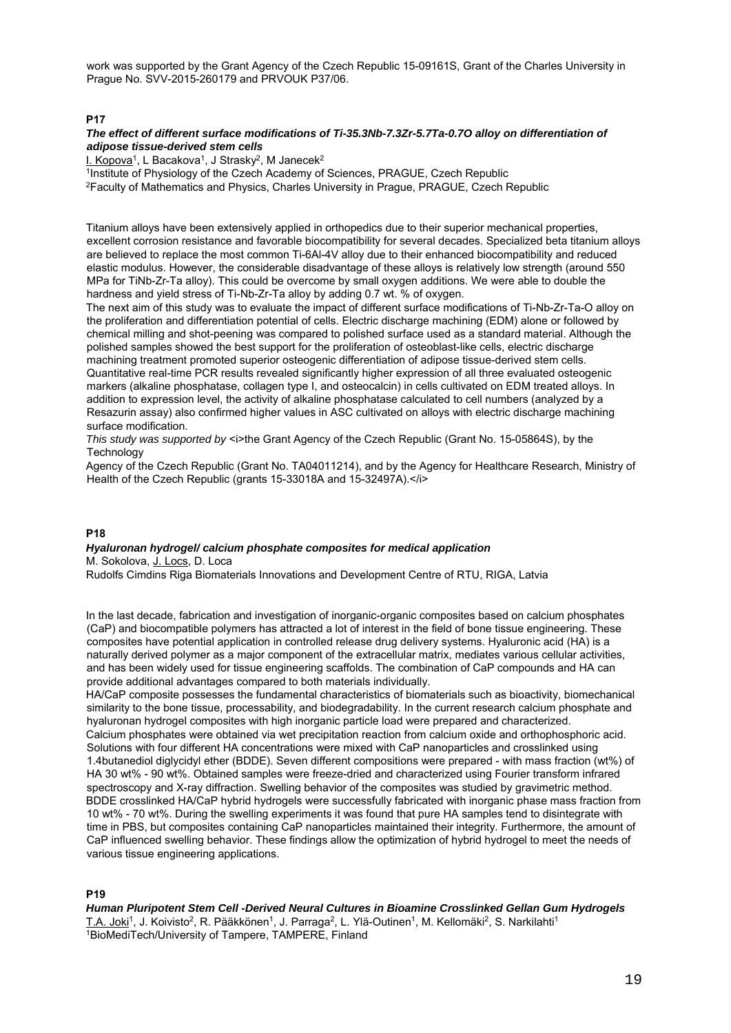work was supported by the Grant Agency of the Czech Republic 15-09161S, Grant of the Charles University in Prague No. SVV-2015-260179 and PRVOUK P37/06.

**P17**

***The effect of different surface modifications of Ti-35.3Nb-7.3Zr-5.7Ta-0.7O alloy on differentiation of adipose tissue-derived stem cells***

I. Kopova[1], L Bacakova[1], J Strasky[2], M Janecek[2]

[1]Institute of Physiology of the Czech Academy of Sciences, PRAGUE, Czech Republic

[2]Faculty of Mathematics and Physics, Charles University in Prague, PRAGUE, Czech Republic

Titanium alloys have been extensively applied in orthopedics due to their superior mechanical properties, excellent corrosion resistance and favorable biocompatibility for several decades. Specialized beta titanium alloys are believed to replace the most common Ti-6Al-4V alloy due to their enhanced biocompatibility and reduced elastic modulus. However, the considerable disadvantage of these alloys is relatively low strength (around 550 MPa for TiNb-Zr-Ta alloy). This could be overcome by small oxygen additions. We were able to double the hardness and yield stress of Ti-Nb-Zr-Ta alloy by adding 0.7 wt. % of oxygen.

The next aim of this study was to evaluate the impact of different surface modifications of Ti-Nb-Zr-Ta-O alloy on the proliferation and differentiation potential of cells. Electric discharge machining (EDM) alone or followed by chemical milling and shot-peening was compared to polished surface used as a standard material. Although the polished samples showed the best support for the proliferation of osteoblast-like cells, electric discharge machining treatment promoted superior osteogenic differentiation of adipose tissue-derived stem cells. Quantitative real-time PCR results revealed significantly higher expression of all three evaluated osteogenic markers (alkaline phosphatase, collagen type I, and osteocalcin) in cells cultivated on EDM treated alloys. In addition to expression level, the activity of alkaline phosphatase calculated to cell numbers (analyzed by a Resazurin assay) also confirmed higher values in ASC cultivated on alloys with electric discharge machining surface modification.

*This study was supported by* <i>the Grant Agency of the Czech Republic (Grant No. 15-05864S), by the Technology

Agency of the Czech Republic (Grant No. TA04011214), and by the Agency for Healthcare Research, Ministry of Health of the Czech Republic (grants 15-33018A and 15-32497A).</i>

**P18**

***Hyaluronan hydrogel/ calcium phosphate composites for medical application***

M. Sokolova, J. Locs, D. Loca

Rudolfs Cimdins Riga Biomaterials Innovations and Development Centre of RTU, RIGA, Latvia

In the last decade, fabrication and investigation of inorganic-organic composites based on calcium phosphates (CaP) and biocompatible polymers has attracted a lot of interest in the field of bone tissue engineering. These composites have potential application in controlled release drug delivery systems. Hyaluronic acid (HA) is a naturally derived polymer as a major component of the extracellular matrix, mediates various cellular activities, and has been widely used for tissue engineering scaffolds. The combination of CaP compounds and HA can provide additional advantages compared to both materials individually.

HA/CaP composite possesses the fundamental characteristics of biomaterials such as bioactivity, biomechanical similarity to the bone tissue, processability, and biodegradability. In the current research calcium phosphate and hyaluronan hydrogel composites with high inorganic particle load were prepared and characterized.

Calcium phosphates were obtained via wet precipitation reaction from calcium oxide and orthophosphoric acid. Solutions with four different HA concentrations were mixed with CaP nanoparticles and crosslinked using 1.4butanediol diglycidyl ether (BDDE). Seven different compositions were prepared - with mass fraction (wt%) of HA 30 wt% - 90 wt%. Obtained samples were freeze-dried and characterized using Fourier transform infrared spectroscopy and X-ray diffraction. Swelling behavior of the composites was studied by gravimetric method. BDDE crosslinked HA/CaP hybrid hydrogels were successfully fabricated with inorganic phase mass fraction from 10 wt% - 70 wt%. During the swelling experiments it was found that pure HA samples tend to disintegrate with time in PBS, but composites containing CaP nanoparticles maintained their integrity. Furthermore, the amount of CaP influenced swelling behavior. These findings allow the optimization of hybrid hydrogel to meet the needs of various tissue engineering applications.

**P19**

***Human Pluripotent Stem Cell -Derived Neural Cultures in Bioamine Crosslinked Gellan Gum Hydrogels***

T.A. Joki[1], J. Koivisto[2], R. Pääkkönen[1], J. Parraga[2], L. Ylä-Outinen[1], M. Kellomäki[2], S. Narkilahti[1]

[1]BioMediTech/University of Tampere, TAMPERE, Finland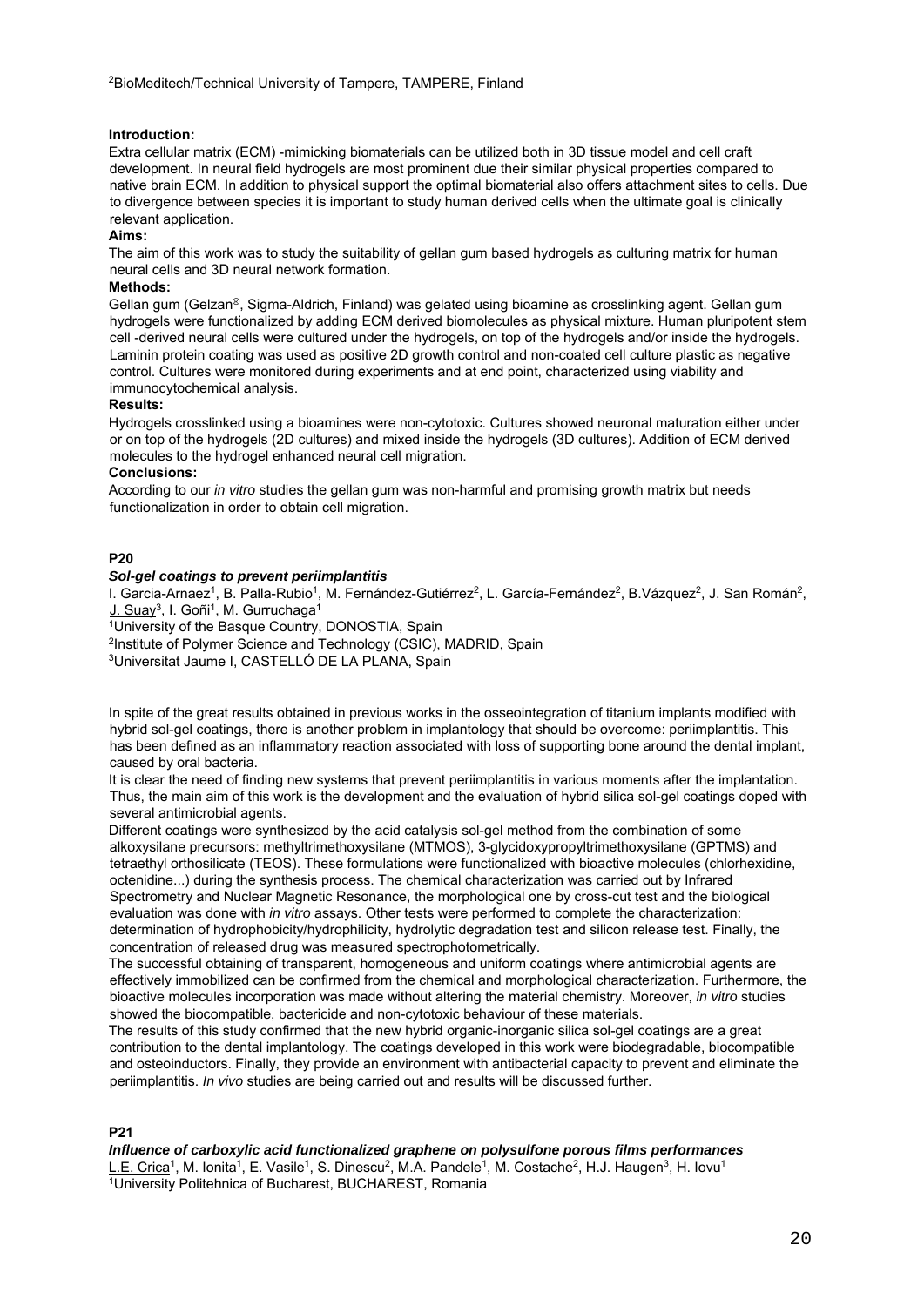[2]BioMeditech/Technical University of Tampere, TAMPERE, Finland

**Introduction:**

Extra cellular matrix (ECM) -mimicking biomaterials can be utilized both in 3D tissue model and cell craft development. In neural field hydrogels are most prominent due their similar physical properties compared to native brain ECM. In addition to physical support the optimal biomaterial also offers attachment sites to cells. Due to divergence between species it is important to study human derived cells when the ultimate goal is clinically relevant application.

**Aims:**

The aim of this work was to study the suitability of gellan gum based hydrogels as culturing matrix for human neural cells and 3D neural network formation.

**Methods:**

Gellan gum (Gelzan®, Sigma-Aldrich, Finland) was gelated using bioamine as crosslinking agent. Gellan gum hydrogels were functionalized by adding ECM derived biomolecules as physical mixture. Human pluripotent stem cell -derived neural cells were cultured under the hydrogels, on top of the hydrogels and/or inside the hydrogels. Laminin protein coating was used as positive 2D growth control and non-coated cell culture plastic as negative control. Cultures were monitored during experiments and at end point, characterized using viability and immunocytochemical analysis.

**Results:**

Hydrogels crosslinked using a bioamines were non-cytotoxic. Cultures showed neuronal maturation either under or on top of the hydrogels (2D cultures) and mixed inside the hydrogels (3D cultures). Addition of ECM derived molecules to the hydrogel enhanced neural cell migration.

**Conclusions:**

According to our *in vitro* studies the gellan gum was non-harmful and promising growth matrix but needs functionalization in order to obtain cell migration.

**P20**

***Sol-gel coatings to prevent periimplantitis***

I. Garcia-Arnaez[1], B. Palla-Rubio[1], M. Fernández-Gutiérrez[2], L. García-Fernández[2], B.Vázquez[2], J. San Román[2], J. Suay[3], I. Goñi[1], M. Gurruchaga[1]

[1]University of the Basque Country, DONOSTIA, Spain

[2]Institute of Polymer Science and Technology (CSIC), MADRID, Spain

[3]Universitat Jaume I, CASTELLÓ DE LA PLANA, Spain

In spite of the great results obtained in previous works in the osseointegration of titanium implants modified with hybrid sol-gel coatings, there is another problem in implantology that should be overcome: periimplantitis. This has been defined as an inflammatory reaction associated with loss of supporting bone around the dental implant, caused by oral bacteria.

It is clear the need of finding new systems that prevent periimplantitis in various moments after the implantation. Thus, the main aim of this work is the development and the evaluation of hybrid silica sol-gel coatings doped with several antimicrobial agents.

Different coatings were synthesized by the acid catalysis sol-gel method from the combination of some alkoxysilane precursors: methyltrimethoxysilane (MTMOS), 3-glycidoxypropyltrimethoxysilane (GPTMS) and tetraethyl orthosilicate (TEOS). These formulations were functionalized with bioactive molecules (chlorhexidine, octenidine...) during the synthesis process. The chemical characterization was carried out by Infrared Spectrometry and Nuclear Magnetic Resonance, the morphological one by cross-cut test and the biological evaluation was done with *in vitro* assays. Other tests were performed to complete the characterization: determination of hydrophobicity/hydrophilicity, hydrolytic degradation test and silicon release test. Finally, the concentration of released drug was measured spectrophotometrically.

The successful obtaining of transparent, homogeneous and uniform coatings where antimicrobial agents are effectively immobilized can be confirmed from the chemical and morphological characterization. Furthermore, the bioactive molecules incorporation was made without altering the material chemistry. Moreover, *in vitro* studies showed the biocompatible, bactericide and non-cytotoxic behaviour of these materials.

The results of this study confirmed that the new hybrid organic-inorganic silica sol-gel coatings are a great contribution to the dental implantology. The coatings developed in this work were biodegradable, biocompatible and osteoinductors. Finally, they provide an environment with antibacterial capacity to prevent and eliminate the periimplantitis. *In vivo* studies are being carried out and results will be discussed further.

**P21**

***Influence of carboxylic acid functionalized graphene on polysulfone porous films performances***

L.E. Crica[1], M. Ionita[1], E. Vasile[1], S. Dinescu[2], M.A. Pandele[1], M. Costache[2], H.J. Haugen[3], H. Iovu[1]

[1]University Politehnica of Bucharest, BUCHAREST, Romania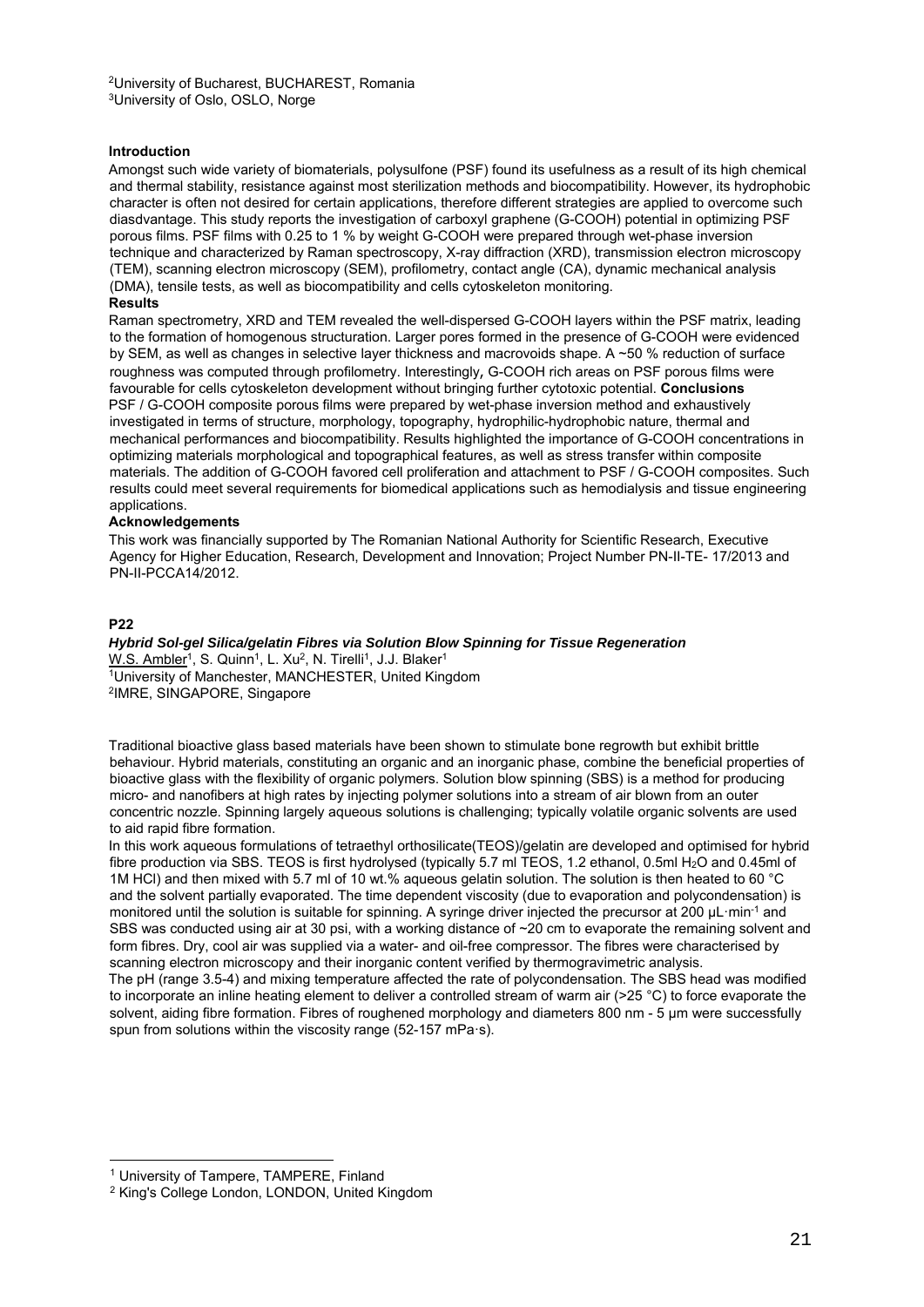[2]University of Bucharest, BUCHAREST, Romania
[3]University of Oslo, OSLO, Norge

**Introduction**

Amongst such wide variety of biomaterials, polysulfone (PSF) found its usefulness as a result of its high chemical and thermal stability, resistance against most sterilization methods and biocompatibility. However, its hydrophobic character is often not desired for certain applications, therefore different strategies are applied to overcome such diasdvantage. This study reports the investigation of carboxyl graphene (G-COOH) potential in optimizing PSF porous films. PSF films with 0.25 to 1 % by weight G-COOH were prepared through wet-phase inversion technique and characterized by Raman spectroscopy, X-ray diffraction (XRD), transmission electron microscopy (TEM), scanning electron microscopy (SEM), profilometry, contact angle (CA), dynamic mechanical analysis (DMA), tensile tests, as well as biocompatibility and cells cytoskeleton monitoring.

**Results**

Raman spectrometry, XRD and TEM revealed the well-dispersed G-COOH layers within the PSF matrix, leading to the formation of homogenous structuration. Larger pores formed in the presence of G-COOH were evidenced by SEM, as well as changes in selective layer thickness and macrovoids shape. A ~50 % reduction of surface roughness was computed through profilometry. Interestingly, G-COOH rich areas on PSF porous films were favourable for cells cytoskeleton development without bringing further cytotoxic potential. **Conclusions**
PSF / G-COOH composite porous films were prepared by wet-phase inversion method and exhaustively investigated in terms of structure, morphology, topography, hydrophilic-hydrophobic nature, thermal and mechanical performances and biocompatibility. Results highlighted the importance of G-COOH concentrations in optimizing materials morphological and topographical features, as well as stress transfer within composite materials. The addition of G-COOH favored cell proliferation and attachment to PSF / G-COOH composites. Such results could meet several requirements for biomedical applications such as hemodialysis and tissue engineering applications.

**Acknowledgements**

This work was financially supported by The Romanian National Authority for Scientific Research, Executive Agency for Higher Education, Research, Development and Innovation; Project Number PN-II-TE- 17/2013 and PN-II-PCCA14/2012.

**P22**

***Hybrid Sol-gel Silica/gelatin Fibres via Solution Blow Spinning for Tissue Regeneration***

W.S. Ambler[1], S. Quinn[1], L. Xu[2], N. Tirelli[1], J.J. Blaker[1]
[1]University of Manchester, MANCHESTER, United Kingdom
[2]IMRE, SINGAPORE, Singapore

Traditional bioactive glass based materials have been shown to stimulate bone regrowth but exhibit brittle behaviour. Hybrid materials, constituting an organic and an inorganic phase, combine the beneficial properties of bioactive glass with the flexibility of organic polymers. Solution blow spinning (SBS) is a method for producing micro- and nanofibers at high rates by injecting polymer solutions into a stream of air blown from an outer concentric nozzle. Spinning largely aqueous solutions is challenging; typically volatile organic solvents are used to aid rapid fibre formation.

In this work aqueous formulations of tetraethyl orthosilicate(TEOS)/gelatin are developed and optimised for hybrid fibre production via SBS. TEOS is first hydrolysed (typically 5.7 ml TEOS, 1.2 ethanol, 0.5ml $H_2O$ and 0.45ml of 1M HCl) and then mixed with 5.7 ml of 10 wt.% aqueous gelatin solution. The solution is then heated to 60 °C and the solvent partially evaporated. The time dependent viscosity (due to evaporation and polycondensation) is monitored until the solution is suitable for spinning. A syringe driver injected the precursor at 200 $\mu L \cdot min^{-1}$ and SBS was conducted using air at 30 psi, with a working distance of ~20 cm to evaporate the remaining solvent and form fibres. Dry, cool air was supplied via a water- and oil-free compressor. The fibres were characterised by scanning electron microscopy and their inorganic content verified by thermogravimetric analysis.

The pH (range 3.5-4) and mixing temperature affected the rate of polycondensation. The SBS head was modified to incorporate an inline heating element to deliver a controlled stream of warm air (>25 °C) to force evaporate the solvent, aiding fibre formation. Fibres of roughened morphology and diameters 800 nm - 5 µm were successfully spun from solutions within the viscosity range (52-157 mPa·s).

---

[1] University of Tampere, TAMPERE, Finland
[2] King's College London, LONDON, United Kingdom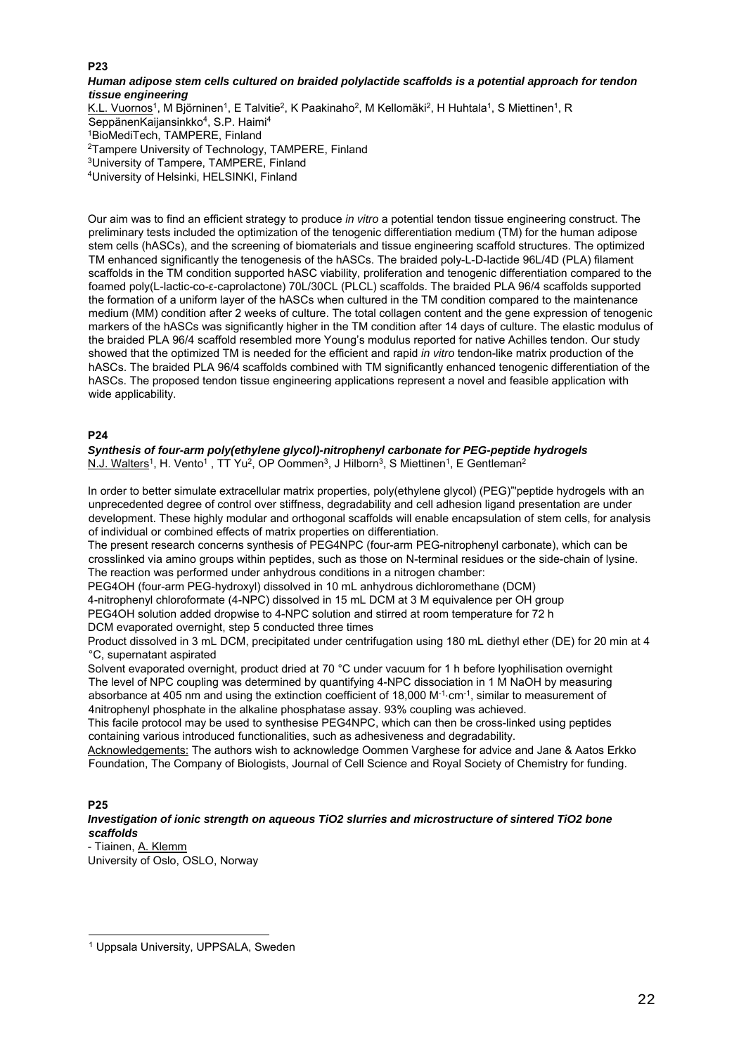**P23**

***Human adipose stem cells cultured on braided polylactide scaffolds is a potential approach for tendon tissue engineering***

K.L. Vuornos[1], M Björninen[1], E Talvitie[2], K Paakinaho[2], M Kellomäki[2], H Huhtala[1], S Miettinen[1], R SeppänenKaijansinkko[4], S.P. Haimi[4]

[1]BioMediTech, TAMPERE, Finland

[2]Tampere University of Technology, TAMPERE, Finland

[3]University of Tampere, TAMPERE, Finland

[4]University of Helsinki, HELSINKI, Finland

Our aim was to find an efficient strategy to produce *in vitro* a potential tendon tissue engineering construct. The preliminary tests included the optimization of the tenogenic differentiation medium (TM) for the human adipose stem cells (hASCs), and the screening of biomaterials and tissue engineering scaffold structures. The optimized TM enhanced significantly the tenogenesis of the hASCs. The braided poly-L-D-lactide 96L/4D (PLA) filament scaffolds in the TM condition supported hASC viability, proliferation and tenogenic differentiation compared to the foamed poly(L-lactic-co-ε-caprolactone) 70L/30CL (PLCL) scaffolds. The braided PLA 96/4 scaffolds supported the formation of a uniform layer of the hASCs when cultured in the TM condition compared to the maintenance medium (MM) condition after 2 weeks of culture. The total collagen content and the gene expression of tenogenic markers of the hASCs was significantly higher in the TM condition after 14 days of culture. The elastic modulus of the braided PLA 96/4 scaffold resembled more Young's modulus reported for native Achilles tendon. Our study showed that the optimized TM is needed for the efficient and rapid *in vitro* tendon-like matrix production of the hASCs. The braided PLA 96/4 scaffolds combined with TM significantly enhanced tenogenic differentiation of the hASCs. The proposed tendon tissue engineering applications represent a novel and feasible application with wide applicability.

**P24**

***Synthesis of four-arm poly(ethylene glycol)-nitrophenyl carbonate for PEG-peptide hydrogels***

N.J. Walters[1], H. Vento[1], TT Yu[2], OP Oommen[3], J Hilborn[3], S Miettinen[1], E Gentleman[2]

In order to better simulate extracellular matrix properties, poly(ethylene glycol) (PEG)"'peptide hydrogels with an unprecedented degree of control over stiffness, degradability and cell adhesion ligand presentation are under development. These highly modular and orthogonal scaffolds will enable encapsulation of stem cells, for analysis of individual or combined effects of matrix properties on differentiation.

The present research concerns synthesis of PEG4NPC (four-arm PEG-nitrophenyl carbonate), which can be crosslinked via amino groups within peptides, such as those on N-terminal residues or the side-chain of lysine. The reaction was performed under anhydrous conditions in a nitrogen chamber:

PEG4OH (four-arm PEG-hydroxyl) dissolved in 10 mL anhydrous dichloromethane (DCM)

4-nitrophenyl chloroformate (4-NPC) dissolved in 15 mL DCM at 3 M equivalence per OH group

PEG4OH solution added dropwise to 4-NPC solution and stirred at room temperature for 72 h

DCM evaporated overnight, step 5 conducted three times

Product dissolved in 3 mL DCM, precipitated under centrifugation using 180 mL diethyl ether (DE) for 20 min at 4 °C, supernatant aspirated

Solvent evaporated overnight, product dried at 70 °C under vacuum for 1 h before lyophilisation overnight

The level of NPC coupling was determined by quantifying 4-NPC dissociation in 1 M NaOH by measuring absorbance at 405 nm and using the extinction coefficient of 18,000 $M^{-1} \cdot cm^{-1}$, similar to measurement of 4nitrophenyl phosphate in the alkaline phosphatase assay. 93% coupling was achieved.

This facile protocol may be used to synthesise PEG4NPC, which can then be cross-linked using peptides containing various introduced functionalities, such as adhesiveness and degradability.

Acknowledgements: The authors wish to acknowledge Oommen Varghese for advice and Jane & Aatos Erkko Foundation, The Company of Biologists, Journal of Cell Science and Royal Society of Chemistry for funding.

**P25**

***Investigation of ionic strength on aqueous TiO2 slurries and microstructure of sintered TiO2 bone scaffolds***

- Tiainen, A. Klemm

University of Oslo, OSLO, Norway

---

[1] Uppsala University, UPPSALA, Sweden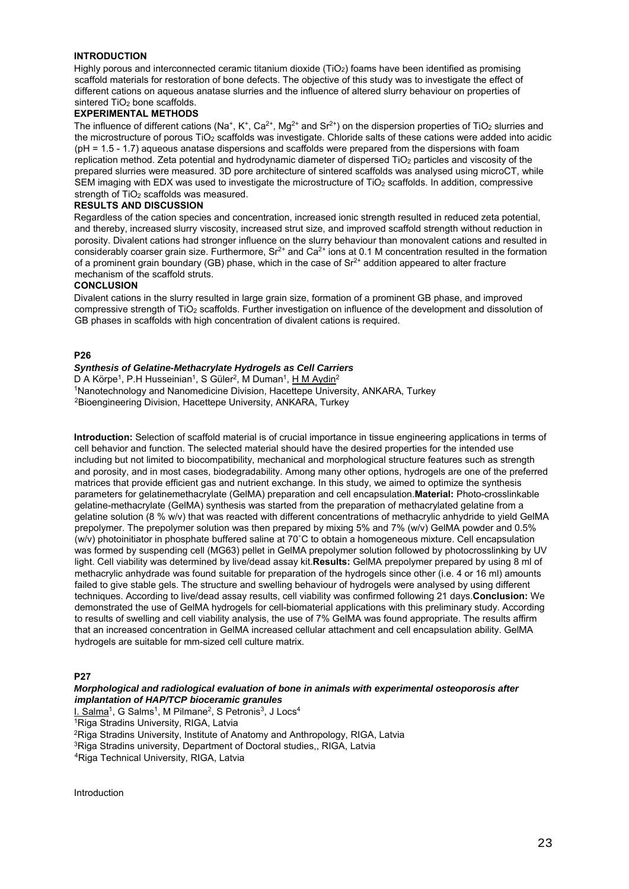### INTRODUCTION

Highly porous and interconnected ceramic titanium dioxide ($TiO_2$) foams have been identified as promising scaffold materials for restoration of bone defects. The objective of this study was to investigate the effect of different cations on aqueous anatase slurries and the influence of altered slurry behaviour on properties of sintered $TiO_2$ bone scaffolds.

### EXPERIMENTAL METHODS

The influence of different cations ($Na^+$, $K^+$, $Ca^{2+}$, $Mg^{2+}$ and $Sr^{2+}$) on the dispersion properties of $TiO_2$ slurries and the microstructure of porous $TiO_2$ scaffolds was investigate. Chloride salts of these cations were added into acidic (pH = 1.5 - 1.7) aqueous anatase dispersions and scaffolds were prepared from the dispersions with foam replication method. Zeta potential and hydrodynamic diameter of dispersed $TiO_2$ particles and viscosity of the prepared slurries were measured. 3D pore architecture of sintered scaffolds was analysed using microCT, while SEM imaging with EDX was used to investigate the microstructure of $TiO_2$ scaffolds. In addition, compressive strength of $TiO_2$ scaffolds was measured.

### RESULTS AND DISCUSSION

Regardless of the cation species and concentration, increased ionic strength resulted in reduced zeta potential, and thereby, increased slurry viscosity, increased strut size, and improved scaffold strength without reduction in porosity. Divalent cations had stronger influence on the slurry behaviour than monovalent cations and resulted in considerably coarser grain size. Furthermore, $Sr^{2+}$ and $Ca^{2+}$ ions at 0.1 M concentration resulted in the formation of a prominent grain boundary (GB) phase, which in the case of $Sr^{2+}$ addition appeared to alter fracture mechanism of the scaffold struts.

### CONCLUSION

Divalent cations in the slurry resulted in large grain size, formation of a prominent GB phase, and improved compressive strength of $TiO_2$ scaffolds. Further investigation on influence of the development and dissolution of GB phases in scaffolds with high concentration of divalent cations is required.

## P26

### *Synthesis of Gelatine-Methacrylate Hydrogels as Cell Carriers*

D A Körpe[1], P.H Husseinian[1], S Güler[2], M Duman[1], H M Aydin[2]

[1]Nanotechnology and Nanomedicine Division, Hacettepe University, ANKARA, Turkey

[2]Bioengineering Division, Hacettepe University, ANKARA, Turkey

**Introduction:** Selection of scaffold material is of crucial importance in tissue engineering applications in terms of cell behavior and function. The selected material should have the desired properties for the intended use including but not limited to biocompatibility, mechanical and morphological structure features such as strength and porosity, and in most cases, biodegradability. Among many other options, hydrogels are one of the preferred matrices that provide efficient gas and nutrient exchange. In this study, we aimed to optimize the synthesis parameters for gelatinemethacrylate (GelMA) preparation and cell encapsulation.**Material:** Photo-crosslinkable gelatine-methacrylate (GelMA) synthesis was started from the preparation of methacrylated gelatine from a gelatine solution (8 % w/v) that was reacted with different concentrations of methacrylic anhydride to yield GelMA prepolymer. The prepolymer solution was then prepared by mixing 5% and 7% (w/v) GelMA powder and 0.5% (w/v) photoinitiator in phosphate buffered saline at 70˚C to obtain a homogeneous mixture. Cell encapsulation was formed by suspending cell (MG63) pellet in GelMA prepolymer solution followed by photocrosslinking by UV light. Cell viability was determined by live/dead assay kit.**Results:** GelMA prepolymer prepared by using 8 ml of methacrylic anhydrade was found suitable for preparation of the hydrogels since other (i.e. 4 or 16 ml) amounts failed to give stable gels. The structure and swelling behaviour of hydrogels were analysed by using different techniques. According to live/dead assay results, cell viability was confirmed following 21 days.**Conclusion:** We demonstrated the use of GelMA hydrogels for cell-biomaterial applications with this preliminary study. According to results of swelling and cell viability analysis, the use of 7% GelMA was found appropriate. The results affirm that an increased concentration in GelMA increased cellular attachment and cell encapsulation ability. GelMA hydrogels are suitable for mm-sized cell culture matrix.

## P27

### *Morphological and radiological evaluation of bone in animals with experimental osteoporosis after implantation of HAP/TCP bioceramic granules*

I. Salma[1], G Salms[1], M Pilmane[2], S Petronis[3], J Locs[4]

[1]Riga Stradins University, RIGA, Latvia

[2]Riga Stradins University, Institute of Anatomy and Anthropology, RIGA, Latvia

[3]Riga Stradins university, Department of Doctoral studies,, RIGA, Latvia

[4]Riga Technical University, RIGA, Latvia

Introduction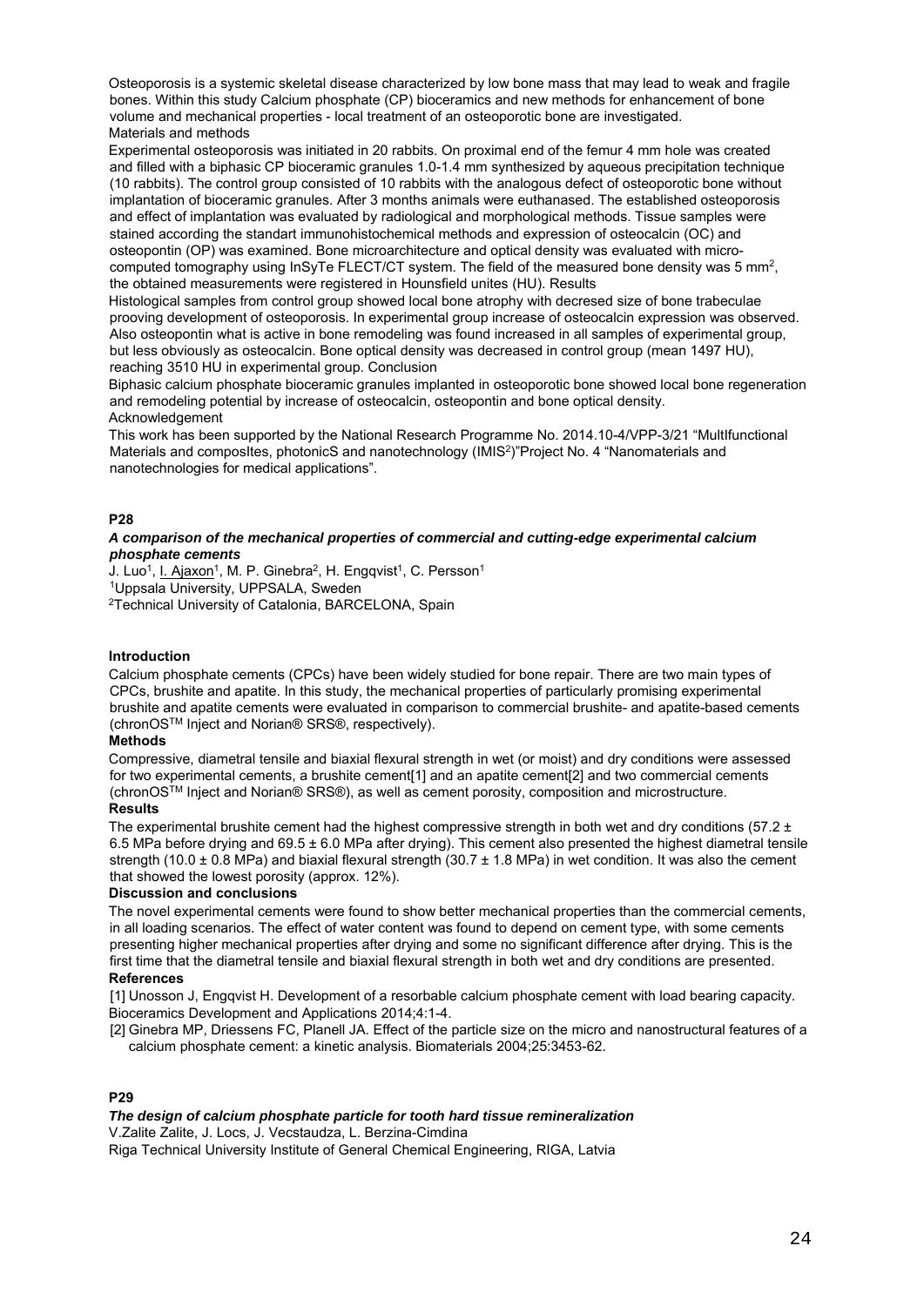Osteoporosis is a systemic skeletal disease characterized by low bone mass that may lead to weak and fragile bones. Within this study Calcium phosphate (CP) bioceramics and new methods for enhancement of bone volume and mechanical properties - local treatment of an osteoporotic bone are investigated.
Materials and methods

Experimental osteoporosis was initiated in 20 rabbits. On proximal end of the femur 4 mm hole was created and filled with a biphasic CP bioceramic granules 1.0-1.4 mm synthesized by aqueous precipitation technique (10 rabbits). The control group consisted of 10 rabbits with the analogous defect of osteoporotic bone without implantation of bioceramic granules. After 3 months animals were euthanased. The established osteoporosis and effect of implantation was evaluated by radiological and morphological methods. Tissue samples were stained according the standart immunohistochemical methods and expression of osteocalcin (OC) and osteopontin (OP) was examined. Bone microarchitecture and optical density was evaluated with micro-computed tomography using InSyTe FLECT/CT system. The field of the measured bone density was 5 mm$^2$, the obtained measurements were registered in Hounsfield unites (HU). Results

Histological samples from control group showed local bone atrophy with decresed size of bone trabeculae prooving development of osteoporosis. In experimental group increase of osteocalcin expression was observed. Also osteopontin what is active in bone remodeling was found increased in all samples of experimental group, but less obviously as osteocalcin. Bone optical density was decreased in control group (mean 1497 HU), reaching 3510 HU in experimental group. Conclusion

Biphasic calcium phosphate bioceramic granules implanted in osteoporotic bone showed local bone regeneration and remodeling potential by increase of osteocalcin, osteopontin and bone optical density.
Acknowledgement

This work has been supported by the National Research Programme No. 2014.10-4/VPP-3/21 "MultIfunctional Materials and composItes, photonicS and nanotechnology (IMIS$^2$)"Project No. 4 "Nanomaterials and nanotechnologies for medical applications".

**P28**

***A comparison of the mechanical properties of commercial and cutting-edge experimental calcium phosphate cements***

J. Luo[1], I. Ajaxon[1], M. P. Ginebra[2], H. Engqvist[1], C. Persson[1]
[1]Uppsala University, UPPSALA, Sweden
[2]Technical University of Catalonia, BARCELONA, Spain

**Introduction**

Calcium phosphate cements (CPCs) have been widely studied for bone repair. There are two main types of CPCs, brushite and apatite. In this study, the mechanical properties of particularly promising experimental brushite and apatite cements were evaluated in comparison to commercial brushite- and apatite-based cements (chronOS™ Inject and Norian® SRS®, respectively).

**Methods**

Compressive, diametral tensile and biaxial flexural strength in wet (or moist) and dry conditions were assessed for two experimental cements, a brushite cement[1] and an apatite cement[2] and two commercial cements (chronOS™ Inject and Norian® SRS®), as well as cement porosity, composition and microstructure.

**Results**

The experimental brushite cement had the highest compressive strength in both wet and dry conditions (57.2 ± 6.5 MPa before drying and 69.5 ± 6.0 MPa after drying). This cement also presented the highest diametral tensile strength (10.0 ± 0.8 MPa) and biaxial flexural strength (30.7 ± 1.8 MPa) in wet condition. It was also the cement that showed the lowest porosity (approx. 12%).

**Discussion and conclusions**

The novel experimental cements were found to show better mechanical properties than the commercial cements, in all loading scenarios. The effect of water content was found to depend on cement type, with some cements presenting higher mechanical properties after drying and some no significant difference after drying. This is the first time that the diametral tensile and biaxial flexural strength in both wet and dry conditions are presented.

**References**

[1] Unosson J, Engqvist H. Development of a resorbable calcium phosphate cement with load bearing capacity. Bioceramics Development and Applications 2014;4:1-4.

[2] Ginebra MP, Driessens FC, Planell JA. Effect of the particle size on the micro and nanostructural features of a calcium phosphate cement: a kinetic analysis. Biomaterials 2004;25:3453-62.

**P29**

***The design of calcium phosphate particle for tooth hard tissue remineralization***

V.Zalite Zalite, J. Locs, J. Vecstaudza, L. Berzina-Cimdina
Riga Technical University Institute of General Chemical Engineering, RIGA, Latvia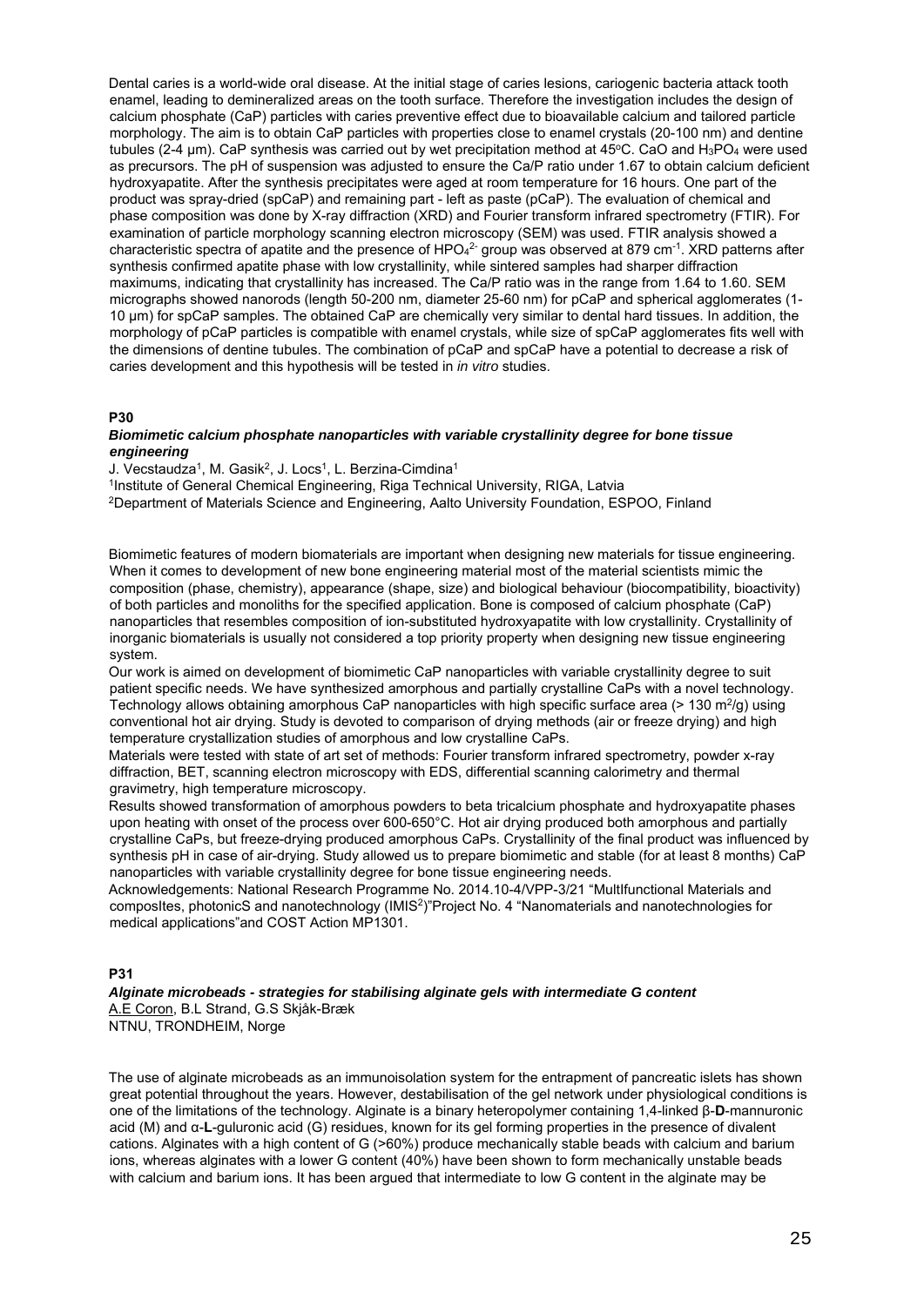Dental caries is a world-wide oral disease. At the initial stage of caries lesions, cariogenic bacteria attack tooth enamel, leading to demineralized areas on the tooth surface. Therefore the investigation includes the design of calcium phosphate (CaP) particles with caries preventive effect due to bioavailable calcium and tailored particle morphology. The aim is to obtain CaP particles with properties close to enamel crystals (20-100 nm) and dentine tubules (2-4 µm). CaP synthesis was carried out by wet precipitation method at 45°C. CaO and $H_3PO_4$ were used as precursors. The pH of suspension was adjusted to ensure the Ca/P ratio under 1.67 to obtain calcium deficient hydroxyapatite. After the synthesis precipitates were aged at room temperature for 16 hours. One part of the product was spray-dried (spCaP) and remaining part - left as paste (pCaP). The evaluation of chemical and phase composition was done by X-ray diffraction (XRD) and Fourier transform infrared spectrometry (FTIR). For examination of particle morphology scanning electron microscopy (SEM) was used. FTIR analysis showed a characteristic spectra of apatite and the presence of $HPO_4^{2-}$ group was observed at 879 $cm^{-1}$. XRD patterns after synthesis confirmed apatite phase with low crystallinity, while sintered samples had sharper diffraction maximums, indicating that crystallinity has increased. The Ca/P ratio was in the range from 1.64 to 1.60. SEM micrographs showed nanorods (length 50-200 nm, diameter 25-60 nm) for pCaP and spherical agglomerates (1-10 µm) for spCaP samples. The obtained CaP are chemically very similar to dental hard tissues. In addition, the morphology of pCaP particles is compatible with enamel crystals, while size of spCaP agglomerates fits well with the dimensions of dentine tubules. The combination of pCaP and spCaP have a potential to decrease a risk of caries development and this hypothesis will be tested in *in vitro* studies.

## P30

### *Biomimetic calcium phosphate nanoparticles with variable crystallinity degree for bone tissue engineering*

J. Vecstaudza[1], M. Gasik[2], J. Locs[1], L. Berzina-Cimdina[1]

[1]Institute of General Chemical Engineering, Riga Technical University, RIGA, Latvia

[2]Department of Materials Science and Engineering, Aalto University Foundation, ESPOO, Finland

Biomimetic features of modern biomaterials are important when designing new materials for tissue engineering. When it comes to development of new bone engineering material most of the material scientists mimic the composition (phase, chemistry), appearance (shape, size) and biological behaviour (biocompatibility, bioactivity) of both particles and monoliths for the specified application. Bone is composed of calcium phosphate (CaP) nanoparticles that resembles composition of ion-substituted hydroxyapatite with low crystallinity. Crystallinity of inorganic biomaterials is usually not considered a top priority property when designing new tissue engineering system.

Our work is aimed on development of biomimetic CaP nanoparticles with variable crystallinity degree to suit patient specific needs. We have synthesized amorphous and partially crystalline CaPs with a novel technology. Technology allows obtaining amorphous CaP nanoparticles with high specific surface area (> 130 $m^2$/g) using conventional hot air drying. Study is devoted to comparison of drying methods (air or freeze drying) and high temperature crystallization studies of amorphous and low crystalline CaPs.

Materials were tested with state of art set of methods: Fourier transform infrared spectrometry, powder x-ray diffraction, BET, scanning electron microscopy with EDS, differential scanning calorimetry and thermal gravimetry, high temperature microscopy.

Results showed transformation of amorphous powders to beta tricalcium phosphate and hydroxyapatite phases upon heating with onset of the process over 600-650°C. Hot air drying produced both amorphous and partially crystalline CaPs, but freeze-drying produced amorphous CaPs. Crystallinity of the final product was influenced by synthesis pH in case of air-drying. Study allowed us to prepare biomimetic and stable (for at least 8 months) CaP nanoparticles with variable crystallinity degree for bone tissue engineering needs.

Acknowledgements: National Research Programme No. 2014.10-4/VPP-3/21 "MultIfunctional Materials and composItes, photonicS and nanotechnology (IMIS[2])"Project No. 4 "Nanomaterials and nanotechnologies for medical applications"and COST Action MP1301.

## P31

### *Alginate microbeads - strategies for stabilising alginate gels with intermediate G content*

A.E Coron, B.L Strand, G.S Skjåk-Bræk

NTNU, TRONDHEIM, Norge

The use of alginate microbeads as an immunoisolation system for the entrapment of pancreatic islets has shown great potential throughout the years. However, destabilisation of the gel network under physiological conditions is one of the limitations of the technology. Alginate is a binary heteropolymer containing 1,4-linked β-**D**-mannuronic acid (M) and α-**L**-guluronic acid (G) residues, known for its gel forming properties in the presence of divalent cations. Alginates with a high content of G (>60%) produce mechanically stable beads with calcium and barium ions, whereas alginates with a lower G content (40%) have been shown to form mechanically unstable beads with calcium and barium ions. It has been argued that intermediate to low G content in the alginate may be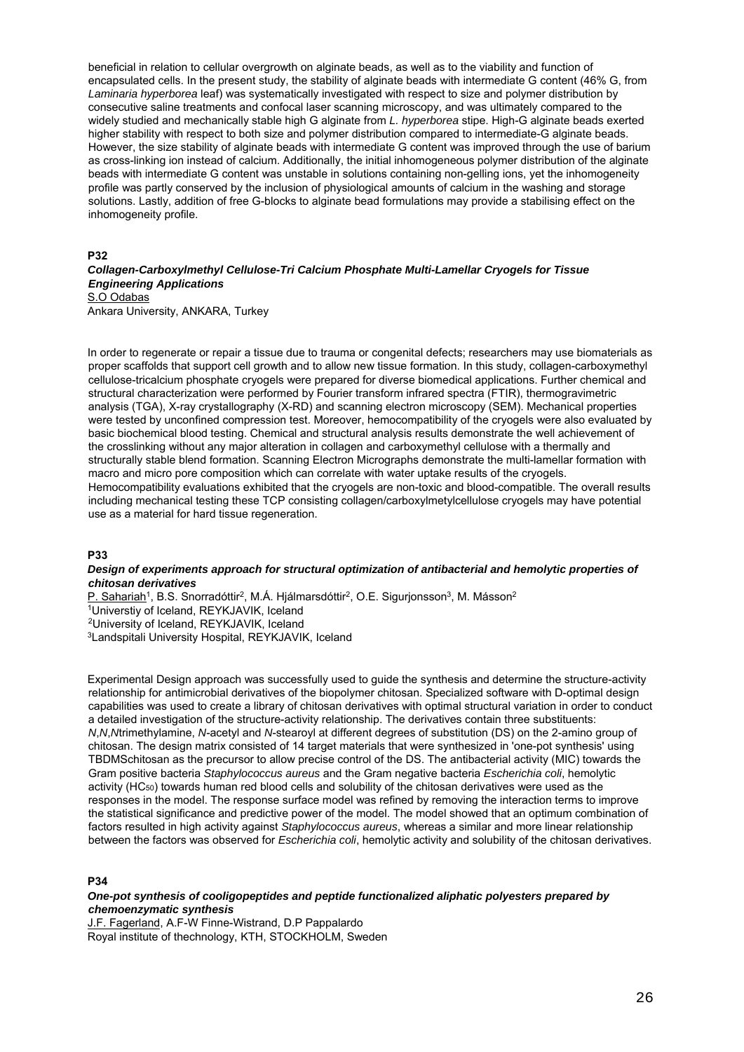beneficial in relation to cellular overgrowth on alginate beads, as well as to the viability and function of encapsulated cells. In the present study, the stability of alginate beads with intermediate G content (46% G, from *Laminaria hyperborea* leaf) was systematically investigated with respect to size and polymer distribution by consecutive saline treatments and confocal laser scanning microscopy, and was ultimately compared to the widely studied and mechanically stable high G alginate from *L. hyperborea* stipe. High-G alginate beads exerted higher stability with respect to both size and polymer distribution compared to intermediate-G alginate beads. However, the size stability of alginate beads with intermediate G content was improved through the use of barium as cross-linking ion instead of calcium. Additionally, the initial inhomogeneous polymer distribution of the alginate beads with intermediate G content was unstable in solutions containing non-gelling ions, yet the inhomogeneity profile was partly conserved by the inclusion of physiological amounts of calcium in the washing and storage solutions. Lastly, addition of free G-blocks to alginate bead formulations may provide a stabilising effect on the inhomogeneity profile.

**P32**

***Collagen-Carboxylmethyl Cellulose-Tri Calcium Phosphate Multi-Lamellar Cryogels for Tissue Engineering Applications***

S.O Odabas

Ankara University, ANKARA, Turkey

In order to regenerate or repair a tissue due to trauma or congenital defects; researchers may use biomaterials as proper scaffolds that support cell growth and to allow new tissue formation. In this study, collagen-carboxymethyl cellulose-tricalcium phosphate cryogels were prepared for diverse biomedical applications. Further chemical and structural characterization were performed by Fourier transform infrared spectra (FTIR), thermogravimetric analysis (TGA), X-ray crystallography (X-RD) and scanning electron microscopy (SEM). Mechanical properties were tested by unconfined compression test. Moreover, hemocompatibility of the cryogels were also evaluated by basic biochemical blood testing. Chemical and structural analysis results demonstrate the well achievement of the crosslinking without any major alteration in collagen and carboxymethyl cellulose with a thermally and structurally stable blend formation. Scanning Electron Micrographs demonstrate the multi-lamellar formation with macro and micro pore composition which can correlate with water uptake results of the cryogels. Hemocompatibility evaluations exhibited that the cryogels are non-toxic and blood-compatible. The overall results including mechanical testing these TCP consisting collagen/carboxylmetylcellulose cryogels may have potential use as a material for hard tissue regeneration.

**P33**

***Design of experiments approach for structural optimization of antibacterial and hemolytic properties of chitosan derivatives***

P. Sahariah[1], B.S. Snorradóttir[2], M.Á. Hjálmarsdóttir[2], O.E. Sigurjonsson[3], M. Másson[2]

[1]Universtiy of Iceland, REYKJAVIK, Iceland

[2]University of Iceland, REYKJAVIK, Iceland

[3]Landspitali University Hospital, REYKJAVIK, Iceland

Experimental Design approach was successfully used to guide the synthesis and determine the structure-activity relationship for antimicrobial derivatives of the biopolymer chitosan. Specialized software with D-optimal design capabilities was used to create a library of chitosan derivatives with optimal structural variation in order to conduct a detailed investigation of the structure-activity relationship. The derivatives contain three substituents: *N*,*N*,*N*trimethylamine, *N*-acetyl and *N*-stearoyl at different degrees of substitution (DS) on the 2-amino group of chitosan. The design matrix consisted of 14 target materials that were synthesized in 'one-pot synthesis' using TBDMSchitosan as the precursor to allow precise control of the DS. The antibacterial activity (MIC) towards the Gram positive bacteria *Staphylococcus aureus* and the Gram negative bacteria *Escherichia coli*, hemolytic activity ($HC_{50}$) towards human red blood cells and solubility of the chitosan derivatives were used as the responses in the model. The response surface model was refined by removing the interaction terms to improve the statistical significance and predictive power of the model. The model showed that an optimum combination of factors resulted in high activity against *Staphylococcus aureus*, whereas a similar and more linear relationship between the factors was observed for *Escherichia coli*, hemolytic activity and solubility of the chitosan derivatives.

**P34**

***One-pot synthesis of cooligopeptides and peptide functionalized aliphatic polyesters prepared by chemoenzymatic synthesis***

J.F. Fagerland, A.F-W Finne-Wistrand, D.P Pappalardo

Royal institute of thechnology, KTH, STOCKHOLM, Sweden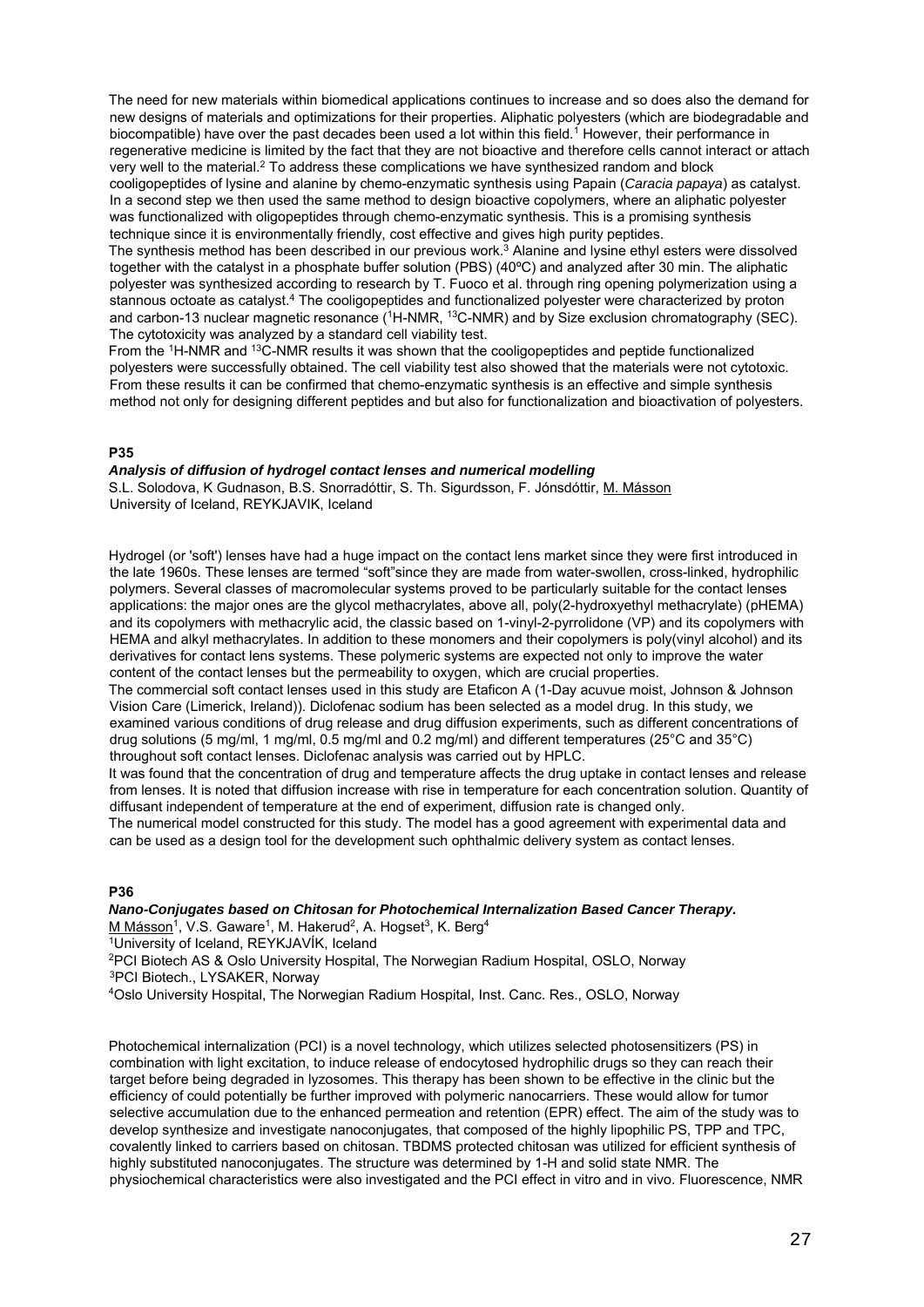The need for new materials within biomedical applications continues to increase and so does also the demand for new designs of materials and optimizations for their properties. Aliphatic polyesters (which are biodegradable and biocompatible) have over the past decades been used a lot within this field.[1] However, their performance in regenerative medicine is limited by the fact that they are not bioactive and therefore cells cannot interact or attach very well to the material.[2] To address these complications we have synthesized random and block cooligopeptides of lysine and alanine by chemo-enzymatic synthesis using Papain (*Caracia papaya*) as catalyst. In a second step we then used the same method to design bioactive copolymers, where an aliphatic polyester was functionalized with oligopeptides through chemo-enzymatic synthesis. This is a promising synthesis technique since it is environmentally friendly, cost effective and gives high purity peptides.

The synthesis method has been described in our previous work.[3] Alanine and lysine ethyl esters were dissolved together with the catalyst in a phosphate buffer solution (PBS) (40ºC) and analyzed after 30 min. The aliphatic polyester was synthesized according to research by T. Fuoco et al. through ring opening polymerization using a stannous octoate as catalyst.[4] The cooligopeptides and functionalized polyester were characterized by proton and carbon-13 nuclear magnetic resonance ($^{1}$H-NMR, $^{13}$C-NMR) and by Size exclusion chromatography (SEC). The cytotoxicity was analyzed by a standard cell viability test.

From the $^{1}$H-NMR and $^{13}$C-NMR results it was shown that the cooligopeptides and peptide functionalized polyesters were successfully obtained. The cell viability test also showed that the materials were not cytotoxic. From these results it can be confirmed that chemo-enzymatic synthesis is an effective and simple synthesis method not only for designing different peptides and but also for functionalization and bioactivation of polyesters.

## P35

### *Analysis of diffusion of hydrogel contact lenses and numerical modelling*

S.L. Solodova, K Gudnason, B.S. Snorradóttir, S. Th. Sigurdsson, F. Jónsdóttir, M. Másson
University of Iceland, REYKJAVIK, Iceland

Hydrogel (or 'soft') lenses have had a huge impact on the contact lens market since they were first introduced in the late 1960s. These lenses are termed "soft"since they are made from water-swollen, cross-linked, hydrophilic polymers. Several classes of macromolecular systems proved to be particularly suitable for the contact lenses applications: the major ones are the glycol methacrylates, above all, poly(2-hydroxyethyl methacrylate) (pHEMA) and its copolymers with methacrylic acid, the classic based on 1-vinyl-2-pyrrolidone (VP) and its copolymers with HEMA and alkyl methacrylates. In addition to these monomers and their copolymers is poly(vinyl alcohol) and its derivatives for contact lens systems. These polymeric systems are expected not only to improve the water content of the contact lenses but the permeability to oxygen, which are crucial properties.

The commercial soft contact lenses used in this study are Etaficon A (1-Day acuvue moist, Johnson & Johnson Vision Care (Limerick, Ireland)). Diclofenac sodium has been selected as a model drug. In this study, we examined various conditions of drug release and drug diffusion experiments, such as different concentrations of drug solutions (5 mg/ml, 1 mg/ml, 0.5 mg/ml and 0.2 mg/ml) and different temperatures (25°C and 35°C) throughout soft contact lenses. Diclofenac analysis was carried out by HPLC.

It was found that the concentration of drug and temperature affects the drug uptake in contact lenses and release from lenses. It is noted that diffusion increase with rise in temperature for each concentration solution. Quantity of diffusant independent of temperature at the end of experiment, diffusion rate is changed only.

The numerical model constructed for this study. The model has a good agreement with experimental data and can be used as a design tool for the development such ophthalmic delivery system as contact lenses.

## P36

### *Nano-Conjugates based on Chitosan for Photochemical Internalization Based Cancer Therapy.*

M Másson[1], V.S. Gaware[1], M. Hakerud[2], A. Hogset[3], K. Berg[4]

[1]University of Iceland, REYKJAVÍK, Iceland
[2]PCI Biotech AS & Oslo University Hospital, The Norwegian Radium Hospital, OSLO, Norway
[3]PCI Biotech., LYSAKER, Norway
[4]Oslo University Hospital, The Norwegian Radium Hospital, Inst. Canc. Res., OSLO, Norway

Photochemical internalization (PCI) is a novel technology, which utilizes selected photosensitizers (PS) in combination with light excitation, to induce release of endocytosed hydrophilic drugs so they can reach their target before being degraded in lyzosomes. This therapy has been shown to be effective in the clinic but the efficiency of could potentially be further improved with polymeric nanocarriers. These would allow for tumor selective accumulation due to the enhanced permeation and retention (EPR) effect. The aim of the study was to develop synthesize and investigate nanoconjugates, that composed of the highly lipophilic PS, TPP and TPC, covalently linked to carriers based on chitosan. TBDMS protected chitosan was utilized for efficient synthesis of highly substituted nanoconjugates. The structure was determined by 1-H and solid state NMR. The physiochemical characteristics were also investigated and the PCI effect in vitro and in vivo. Fluorescence, NMR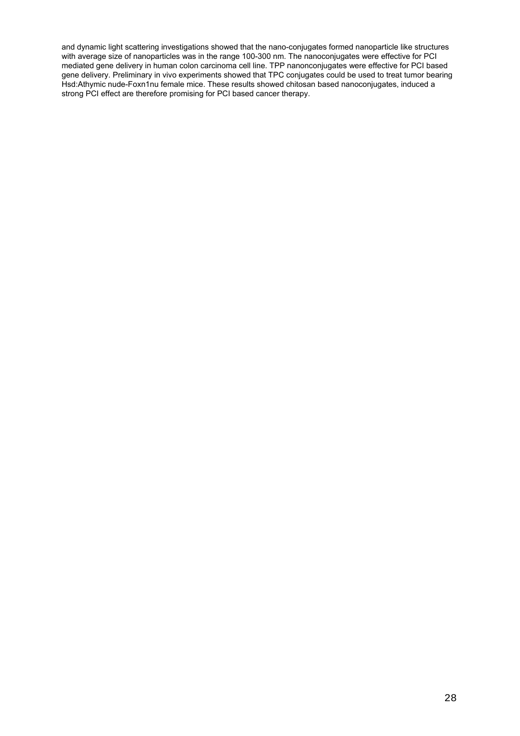and dynamic light scattering investigations showed that the nano-conjugates formed nanoparticle like structures with average size of nanoparticles was in the range 100-300 nm. The nanoconjugates were effective for PCI mediated gene delivery in human colon carcinoma cell line. TPP nanonconjugates were effective for PCI based gene delivery. Preliminary in vivo experiments showed that TPC conjugates could be used to treat tumor bearing Hsd:Athymic nude-Foxn1nu female mice. These results showed chitosan based nanoconjugates, induced a strong PCI effect are therefore promising for PCI based cancer therapy.